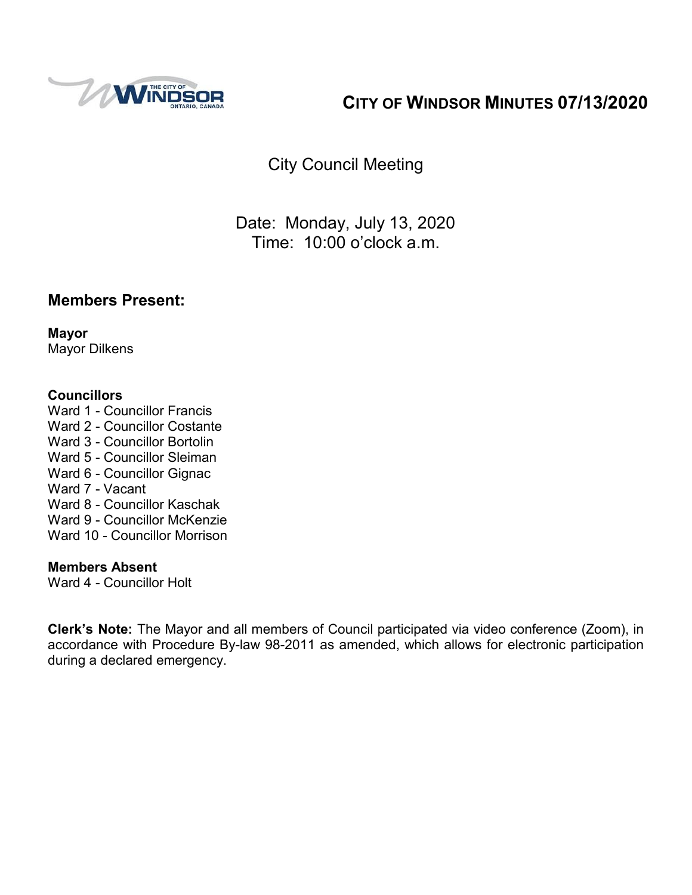# CITY OF WINDSOR MINUTES 07/13/2020

City Council Meeting

Date: Monday, July 13, 2020
Time: 10:00 o'clock a.m.

## Members Present:

**Mayor**
Mayor Dilkens

**Councillors**
Ward 1 - Councillor Francis
Ward 2 - Councillor Costante
Ward 3 - Councillor Bortolin
Ward 5 - Councillor Sleiman
Ward 6 - Councillor Gignac
Ward 7 - Vacant
Ward 8 - Councillor Kaschak
Ward 9 - Councillor McKenzie
Ward 10 - Councillor Morrison

**Members Absent**
Ward 4 - Councillor Holt

**Clerk's Note:** The Mayor and all members of Council participated via video conference (Zoom), in accordance with Procedure By-law 98-2011 as amended, which allows for electronic participation during a declared emergency.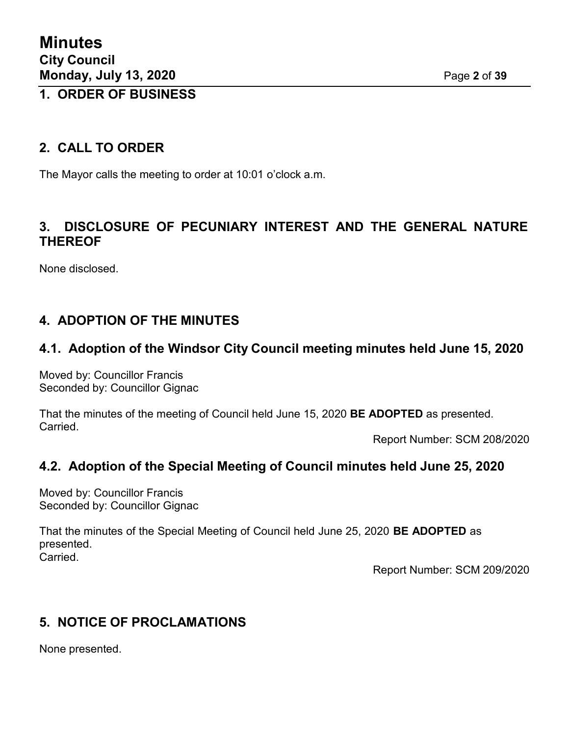## 1. ORDER OF BUSINESS

## 2. CALL TO ORDER

The Mayor calls the meeting to order at 10:01 o'clock a.m.

## 3. DISCLOSURE OF PECUNIARY INTEREST AND THE GENERAL NATURE THEREOF

None disclosed.

## 4. ADOPTION OF THE MINUTES

### 4.1. Adoption of the Windsor City Council meeting minutes held June 15, 2020

Moved by: Councillor Francis
Seconded by: Councillor Gignac

That the minutes of the meeting of Council held June 15, 2020 **BE ADOPTED** as presented.
Carried.

Report Number: SCM 208/2020

### 4.2. Adoption of the Special Meeting of Council minutes held June 25, 2020

Moved by: Councillor Francis
Seconded by: Councillor Gignac

That the minutes of the Special Meeting of Council held June 25, 2020 **BE ADOPTED** as presented.
Carried.

Report Number: SCM 209/2020

## 5. NOTICE OF PROCLAMATIONS

None presented.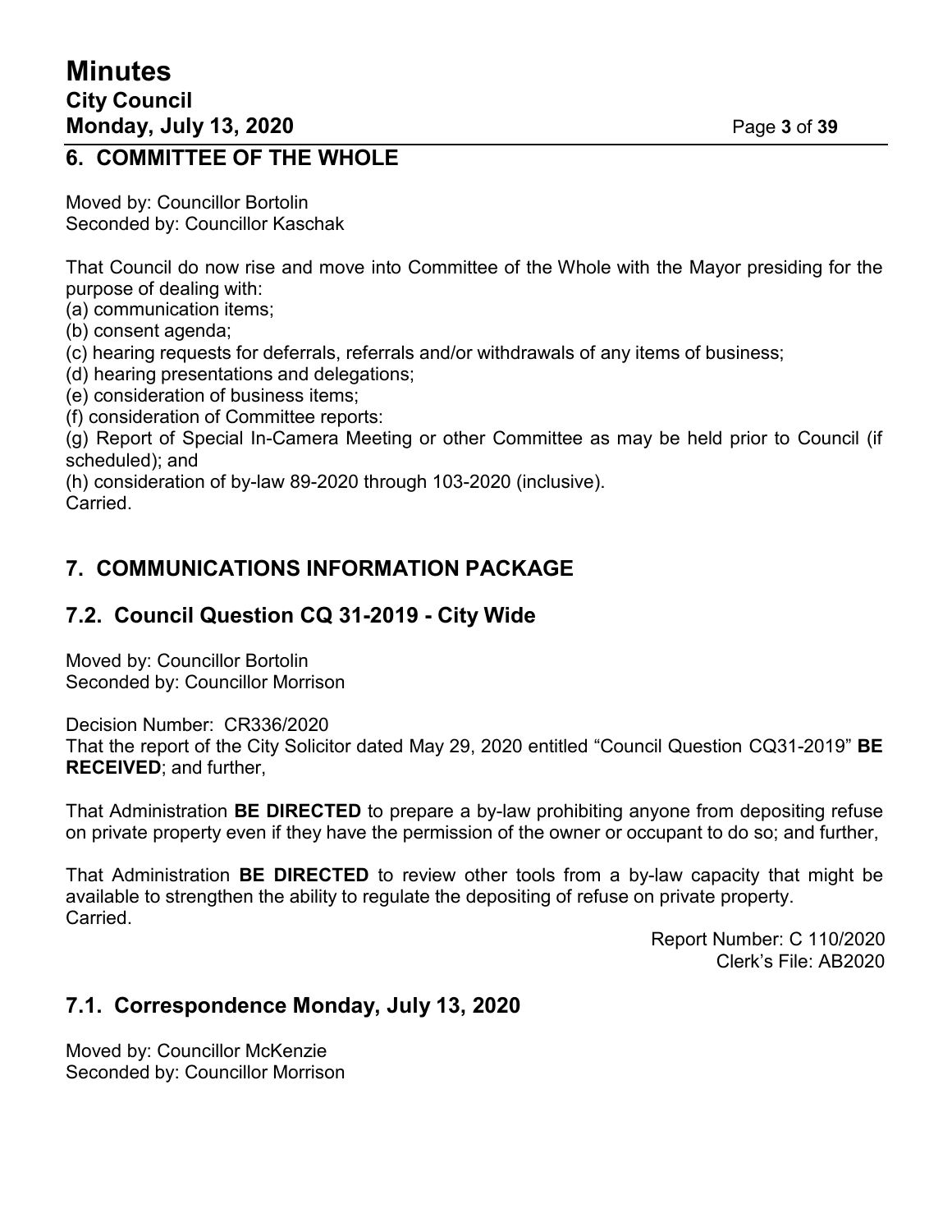## 6. COMMITTEE OF THE WHOLE

Moved by: Councillor Bortolin
Seconded by: Councillor Kaschak

That Council do now rise and move into Committee of the Whole with the Mayor presiding for the purpose of dealing with:
(a) communication items;
(b) consent agenda;
(c) hearing requests for deferrals, referrals and/or withdrawals of any items of business;
(d) hearing presentations and delegations;
(e) consideration of business items;
(f) consideration of Committee reports:
(g) Report of Special In-Camera Meeting or other Committee as may be held prior to Council (if scheduled); and
(h) consideration of by-law 89-2020 through 103-2020 (inclusive).
Carried.

## 7. COMMUNICATIONS INFORMATION PACKAGE

### 7.2. Council Question CQ 31-2019 - City Wide

Moved by: Councillor Bortolin
Seconded by: Councillor Morrison

Decision Number: CR336/2020
That the report of the City Solicitor dated May 29, 2020 entitled "Council Question CQ31-2019" **BE RECEIVED**; and further,

That Administration **BE DIRECTED** to prepare a by-law prohibiting anyone from depositing refuse on private property even if they have the permission of the owner or occupant to do so; and further,

That Administration **BE DIRECTED** to review other tools from a by-law capacity that might be available to strengthen the ability to regulate the depositing of refuse on private property.
Carried.

Report Number: C 110/2020
Clerk's File: AB2020

### 7.1. Correspondence Monday, July 13, 2020

Moved by: Councillor McKenzie
Seconded by: Councillor Morrison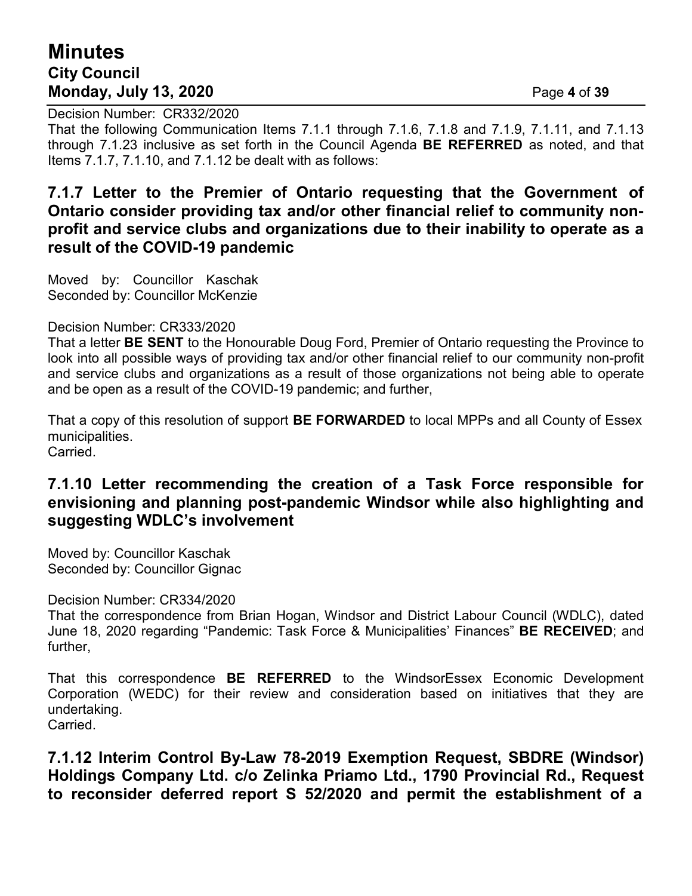Decision Number: CR332/2020

That the following Communication Items 7.1.1 through 7.1.6, 7.1.8 and 7.1.9, 7.1.11, and 7.1.13 through 7.1.23 inclusive as set forth in the Council Agenda **BE REFERRED** as noted, and that Items 7.1.7, 7.1.10, and 7.1.12 be dealt with as follows:

## 7.1.7 Letter to the Premier of Ontario requesting that the Government of Ontario consider providing tax and/or other financial relief to community non-profit and service clubs and organizations due to their inability to operate as a result of the COVID-19 pandemic

Moved by: Councillor Kaschak
Seconded by: Councillor McKenzie

Decision Number: CR333/2020

That a letter **BE SENT** to the Honourable Doug Ford, Premier of Ontario requesting the Province to look into all possible ways of providing tax and/or other financial relief to our community non-profit and service clubs and organizations as a result of those organizations not being able to operate and be open as a result of the COVID-19 pandemic; and further,

That a copy of this resolution of support **BE FORWARDED** to local MPPs and all County of Essex municipalities.
Carried.

## 7.1.10 Letter recommending the creation of a Task Force responsible for envisioning and planning post-pandemic Windsor while also highlighting and suggesting WDLC's involvement

Moved by: Councillor Kaschak
Seconded by: Councillor Gignac

Decision Number: CR334/2020

That the correspondence from Brian Hogan, Windsor and District Labour Council (WDLC), dated June 18, 2020 regarding "Pandemic: Task Force & Municipalities' Finances" **BE RECEIVED**; and further,

That this correspondence **BE REFERRED** to the WindsorEssex Economic Development Corporation (WEDC) for their review and consideration based on initiatives that they are undertaking.
Carried.

## 7.1.12 Interim Control By-Law 78-2019 Exemption Request, SBDRE (Windsor) Holdings Company Ltd. c/o Zelinka Priamo Ltd., 1790 Provincial Rd., Request to reconsider deferred report S 52/2020 and permit the establishment of a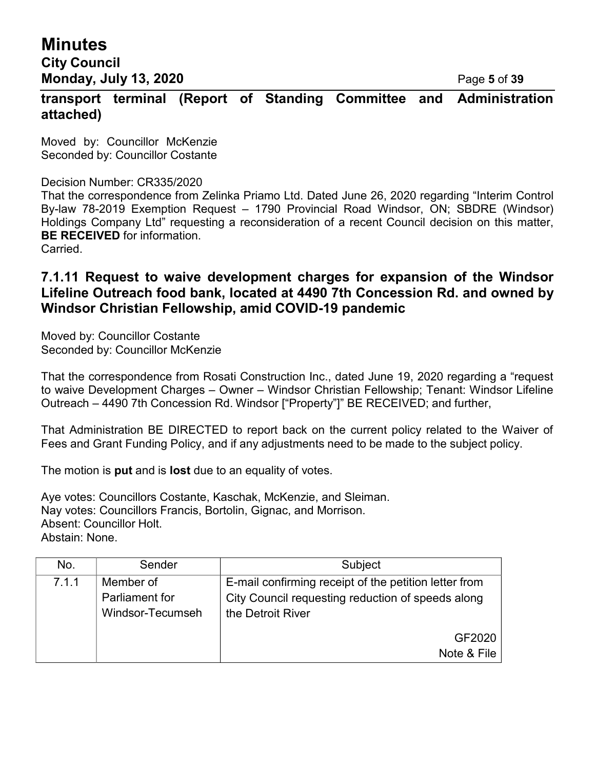**transport terminal (Report of Standing Committee and Administration attached)**

Moved by: Councillor McKenzie
Seconded by: Councillor Costante

Decision Number: CR335/2020
That the correspondence from Zelinka Priamo Ltd. Dated June 26, 2020 regarding "Interim Control By-law 78-2019 Exemption Request – 1790 Provincial Road Windsor, ON; SBDRE (Windsor) Holdings Company Ltd" requesting a reconsideration of a recent Council decision on this matter, **BE RECEIVED** for information.
Carried.

### 7.1.11 Request to waive development charges for expansion of the Windsor Lifeline Outreach food bank, located at 4490 7th Concession Rd. and owned by Windsor Christian Fellowship, amid COVID-19 pandemic

Moved by: Councillor Costante
Seconded by: Councillor McKenzie

That the correspondence from Rosati Construction Inc., dated June 19, 2020 regarding a "request to waive Development Charges – Owner – Windsor Christian Fellowship; Tenant: Windsor Lifeline Outreach – 4490 7th Concession Rd. Windsor ["Property"]" BE RECEIVED; and further,

That Administration BE DIRECTED to report back on the current policy related to the Waiver of Fees and Grant Funding Policy, and if any adjustments need to be made to the subject policy.

The motion is **put** and is **lost** due to an equality of votes.

Aye votes: Councillors Costante, Kaschak, McKenzie, and Sleiman.
Nay votes: Councillors Francis, Bortolin, Gignac, and Morrison.
Absent: Councillor Holt.
Abstain: None.

| No. | Sender | Subject |
|---|---|---|
| 7.1.1 | Member of Parliament for Windsor-Tecumseh | E-mail confirming receipt of the petition letter from City Council requesting reduction of speeds along the Detroit River<br><br>GF2020<br>Note & File |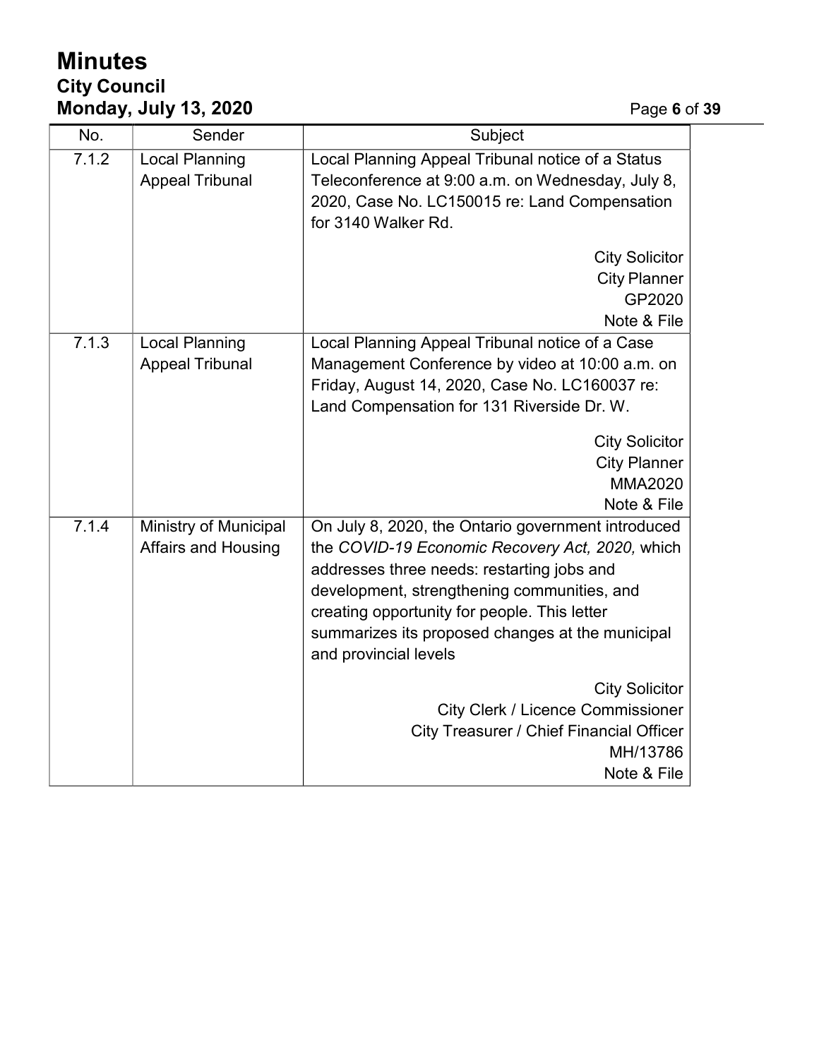| No. | Sender | Subject |
|---|---|---|
| 7.1.2 | Local Planning Appeal Tribunal | Local Planning Appeal Tribunal notice of a Status Teleconference at 9:00 a.m. on Wednesday, July 8, 2020, Case No. LC150015 re: Land Compensation for 3140 Walker Rd.<br><br>City Solicitor<br>City Planner<br>GP2020<br>Note & File |
| 7.1.3 | Local Planning Appeal Tribunal | Local Planning Appeal Tribunal notice of a Case Management Conference by video at 10:00 a.m. on Friday, August 14, 2020, Case No. LC160037 re: Land Compensation for 131 Riverside Dr. W.<br><br>City Solicitor<br>City Planner<br>MMA2020<br>Note & File |
| 7.1.4 | Ministry of Municipal Affairs and Housing | On July 8, 2020, the Ontario government introduced the *COVID-19 Economic Recovery Act, 2020,* which addresses three needs: restarting jobs and development, strengthening communities, and creating opportunity for people. This letter summarizes its proposed changes at the municipal and provincial levels<br><br>City Solicitor<br>City Clerk / Licence Commissioner<br>City Treasurer / Chief Financial Officer<br>MH/13786<br>Note & File |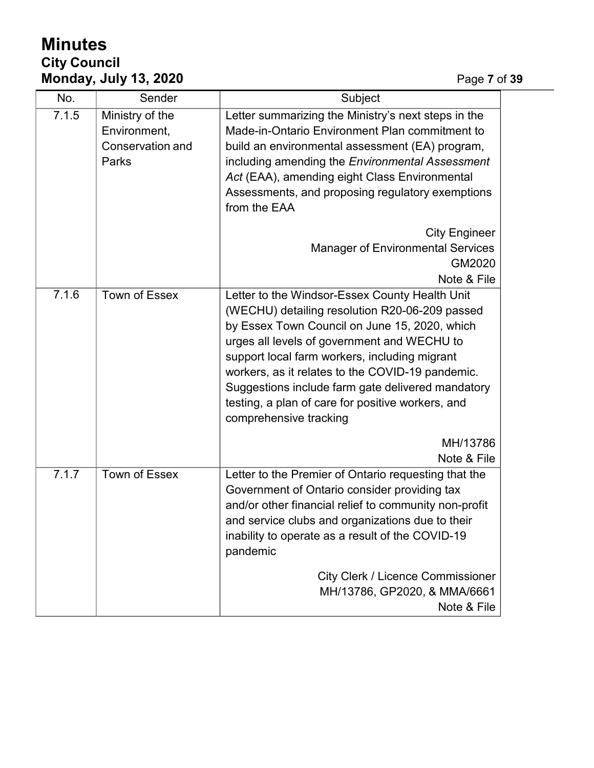| No. | Sender | Subject |
| --- | --- | --- |
| 7.1.5 | Ministry of the Environment, Conservation and Parks | Letter summarizing the Ministry's next steps in the Made-in-Ontario Environment Plan commitment to build an environmental assessment (EA) program, including amending the *Environmental Assessment Act* (EAA), amending eight Class Environmental Assessments, and proposing regulatory exemptions from the EAA<br><br>City Engineer<br>Manager of Environmental Services<br>GM2020<br>Note & File |
| 7.1.6 | Town of Essex | Letter to the Windsor-Essex County Health Unit (WECHU) detailing resolution R20-06-209 passed by Essex Town Council on June 15, 2020, which urges all levels of government and WECHU to support local farm workers, including migrant workers, as it relates to the COVID-19 pandemic. Suggestions include farm gate delivered mandatory testing, a plan of care for positive workers, and comprehensive tracking<br><br>MH/13786<br>Note & File |
| 7.1.7 | Town of Essex | Letter to the Premier of Ontario requesting that the Government of Ontario consider providing tax and/or other financial relief to community non-profit and service clubs and organizations due to their inability to operate as a result of the COVID-19 pandemic<br><br>City Clerk / Licence Commissioner<br>MH/13786, GP2020, & MMA/6661<br>Note & File |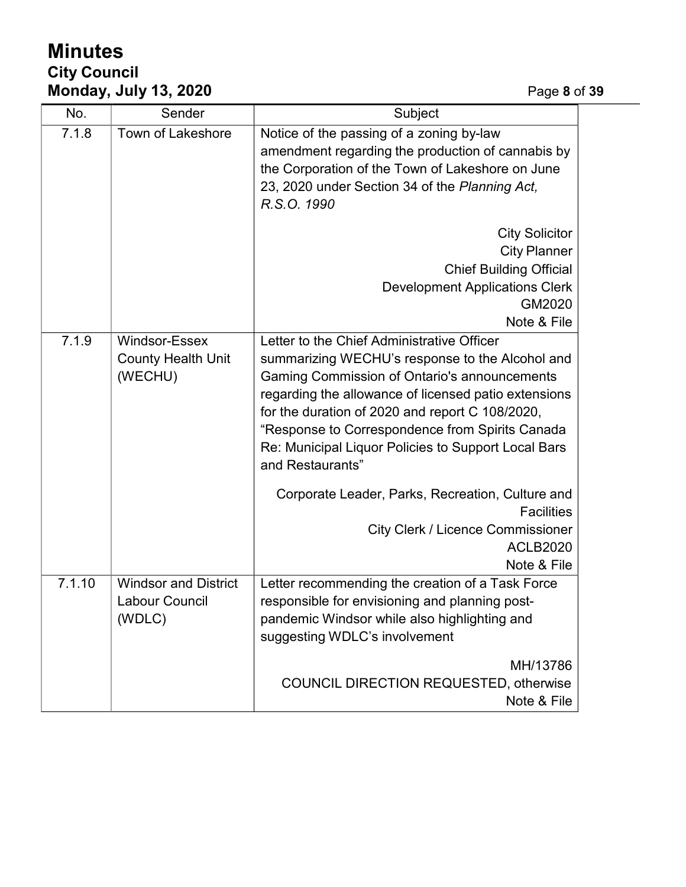| No. | Sender | Subject |
|---|---|---|
| 7.1.8 | Town of Lakeshore | Notice of the passing of a zoning by-law amendment regarding the production of cannabis by the Corporation of the Town of Lakeshore on June 23, 2020 under Section 34 of the *Planning Act, R.S.O. 1990*<br><br>City Solicitor<br>City Planner<br>Chief Building Official<br>Development Applications Clerk<br>GM2020<br>Note & File |
| 7.1.9 | Windsor-Essex County Health Unit (WECHU) | Letter to the Chief Administrative Officer summarizing WECHU's response to the Alcohol and Gaming Commission of Ontario's announcements regarding the allowance of licensed patio extensions for the duration of 2020 and report C 108/2020, "Response to Correspondence from Spirits Canada Re: Municipal Liquor Policies to Support Local Bars and Restaurants"<br><br>Corporate Leader, Parks, Recreation, Culture and Facilities<br>City Clerk / Licence Commissioner<br>ACLB2020<br>Note & File |
| 7.1.10 | Windsor and District Labour Council (WDLC) | Letter recommending the creation of a Task Force responsible for envisioning and planning post-pandemic Windsor while also highlighting and suggesting WDLC's involvement<br><br>MH/13786<br>COUNCIL DIRECTION REQUESTED, otherwise Note & File |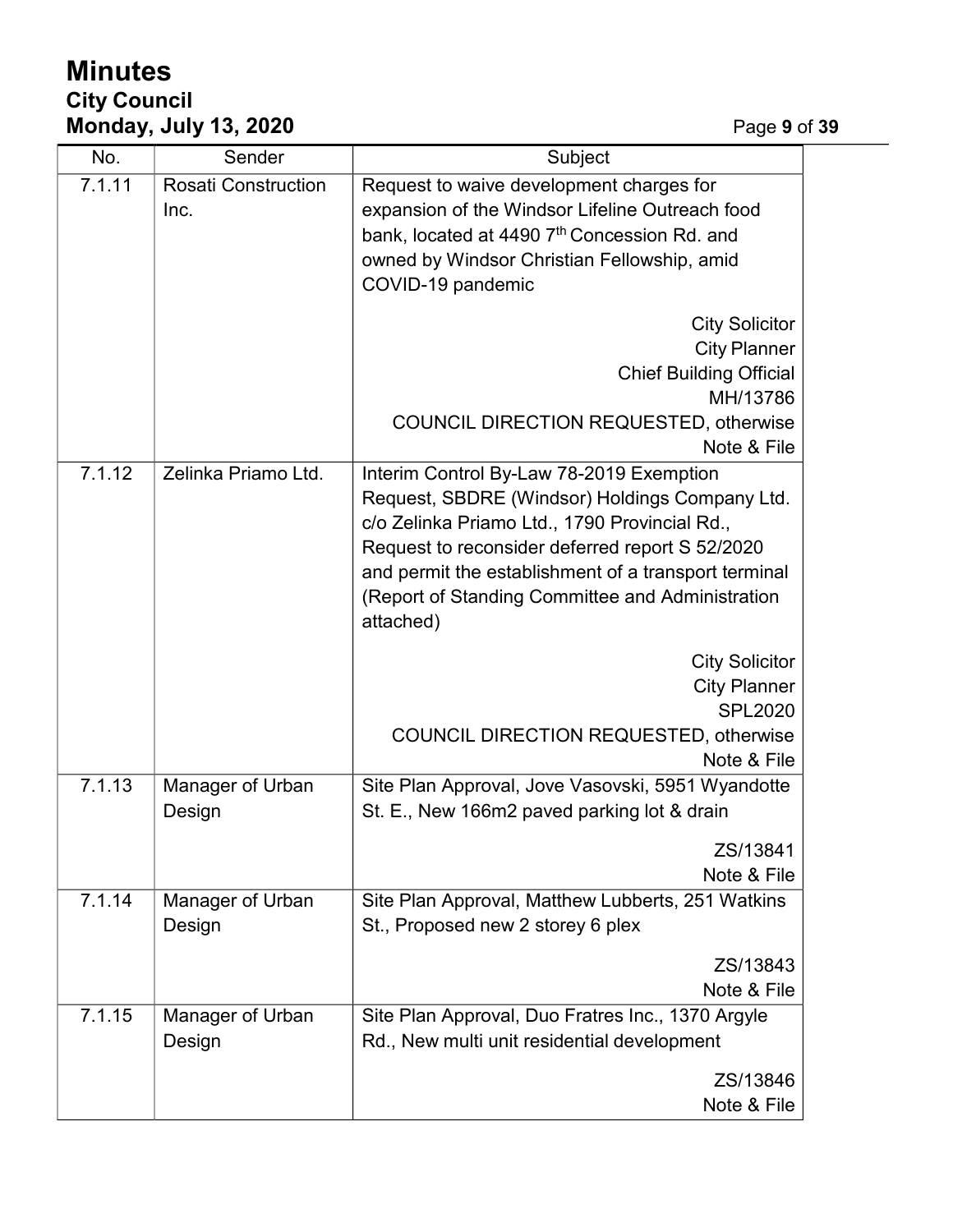| No. | Sender | Subject |
|---|---|---|
| 7.1.11 | Rosati Construction Inc. | Request to waive development charges for expansion of the Windsor Lifeline Outreach food bank, located at 4490 7th Concession Rd. and owned by Windsor Christian Fellowship, amid COVID-19 pandemic<br><br>City Solicitor<br>City Planner<br>Chief Building Official<br>MH/13786<br>COUNCIL DIRECTION REQUESTED, otherwise Note & File |
| 7.1.12 | Zelinka Priamo Ltd. | Interim Control By-Law 78-2019 Exemption Request, SBDRE (Windsor) Holdings Company Ltd. c/o Zelinka Priamo Ltd., 1790 Provincial Rd., Request to reconsider deferred report S 52/2020 and permit the establishment of a transport terminal (Report of Standing Committee and Administration attached)<br><br>City Solicitor<br>City Planner<br>SPL2020<br>COUNCIL DIRECTION REQUESTED, otherwise Note & File |
| 7.1.13 | Manager of Urban Design | Site Plan Approval, Jove Vasovski, 5951 Wyandotte St. E., New 166m2 paved parking lot & drain<br><br>ZS/13841<br>Note & File |
| 7.1.14 | Manager of Urban Design | Site Plan Approval, Matthew Lubberts, 251 Watkins St., Proposed new 2 storey 6 plex<br><br>ZS/13843<br>Note & File |
| 7.1.15 | Manager of Urban Design | Site Plan Approval, Duo Fratres Inc., 1370 Argyle Rd., New multi unit residential development<br><br>ZS/13846<br>Note & File |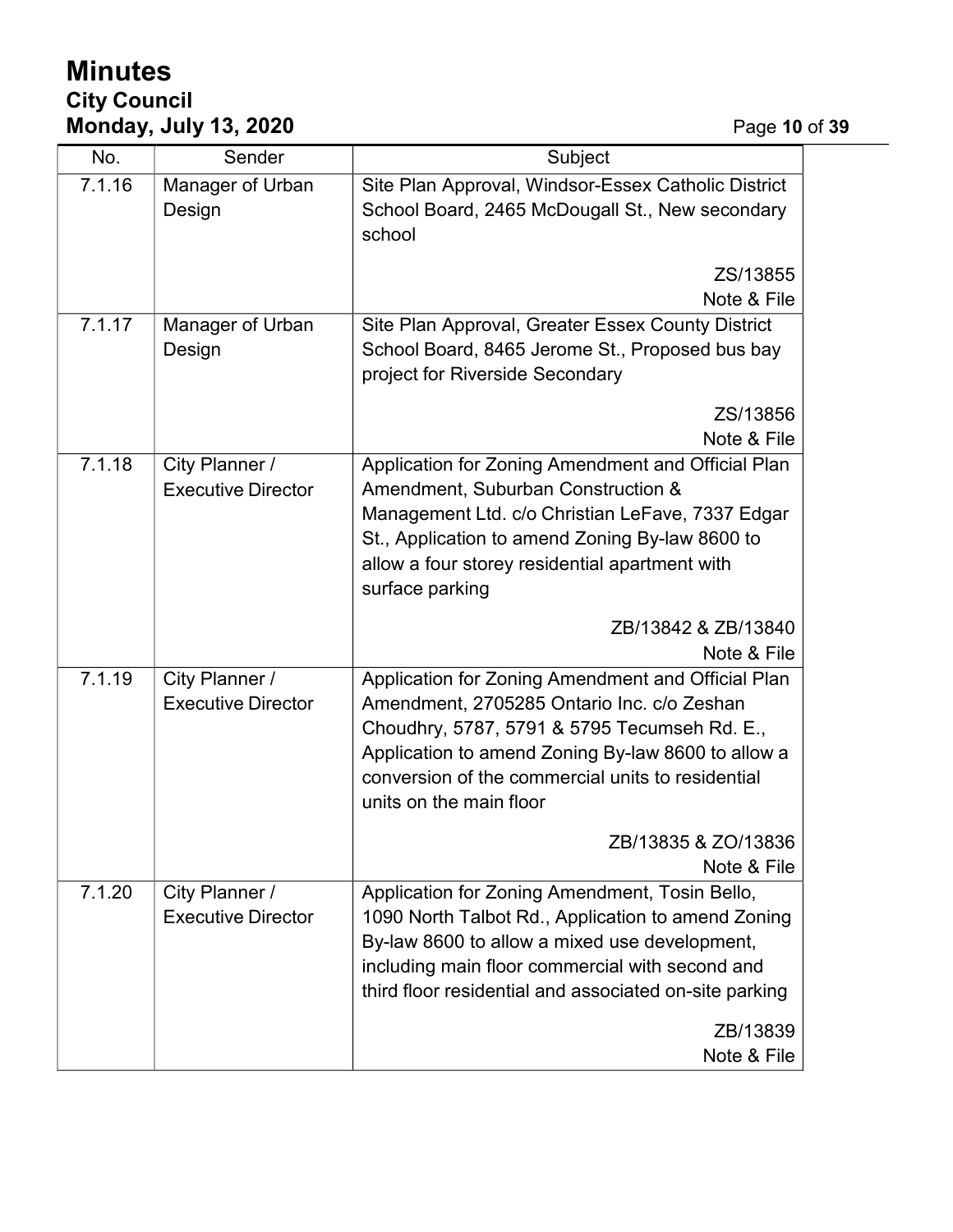| No. | Sender | Subject |
|---|---|---|
| 7.1.16 | Manager of Urban Design | Site Plan Approval, Windsor-Essex Catholic District School Board, 2465 McDougall St., New secondary school<br><br>ZS/13855<br>Note & File |
| 7.1.17 | Manager of Urban Design | Site Plan Approval, Greater Essex County District School Board, 8465 Jerome St., Proposed bus bay project for Riverside Secondary<br><br>ZS/13856<br>Note & File |
| 7.1.18 | City Planner / Executive Director | Application for Zoning Amendment and Official Plan Amendment, Suburban Construction & Management Ltd. c/o Christian LeFave, 7337 Edgar St., Application to amend Zoning By-law 8600 to allow a four storey residential apartment with surface parking<br><br>ZB/13842 & ZB/13840<br>Note & File |
| 7.1.19 | City Planner / Executive Director | Application for Zoning Amendment and Official Plan Amendment, 2705285 Ontario Inc. c/o Zeshan Choudhry, 5787, 5791 & 5795 Tecumseh Rd. E., Application to amend Zoning By-law 8600 to allow a conversion of the commercial units to residential units on the main floor<br><br>ZB/13835 & ZO/13836<br>Note & File |
| 7.1.20 | City Planner / Executive Director | Application for Zoning Amendment, Tosin Bello, 1090 North Talbot Rd., Application to amend Zoning By-law 8600 to allow a mixed use development, including main floor commercial with second and third floor residential and associated on-site parking<br><br>ZB/13839<br>Note & File |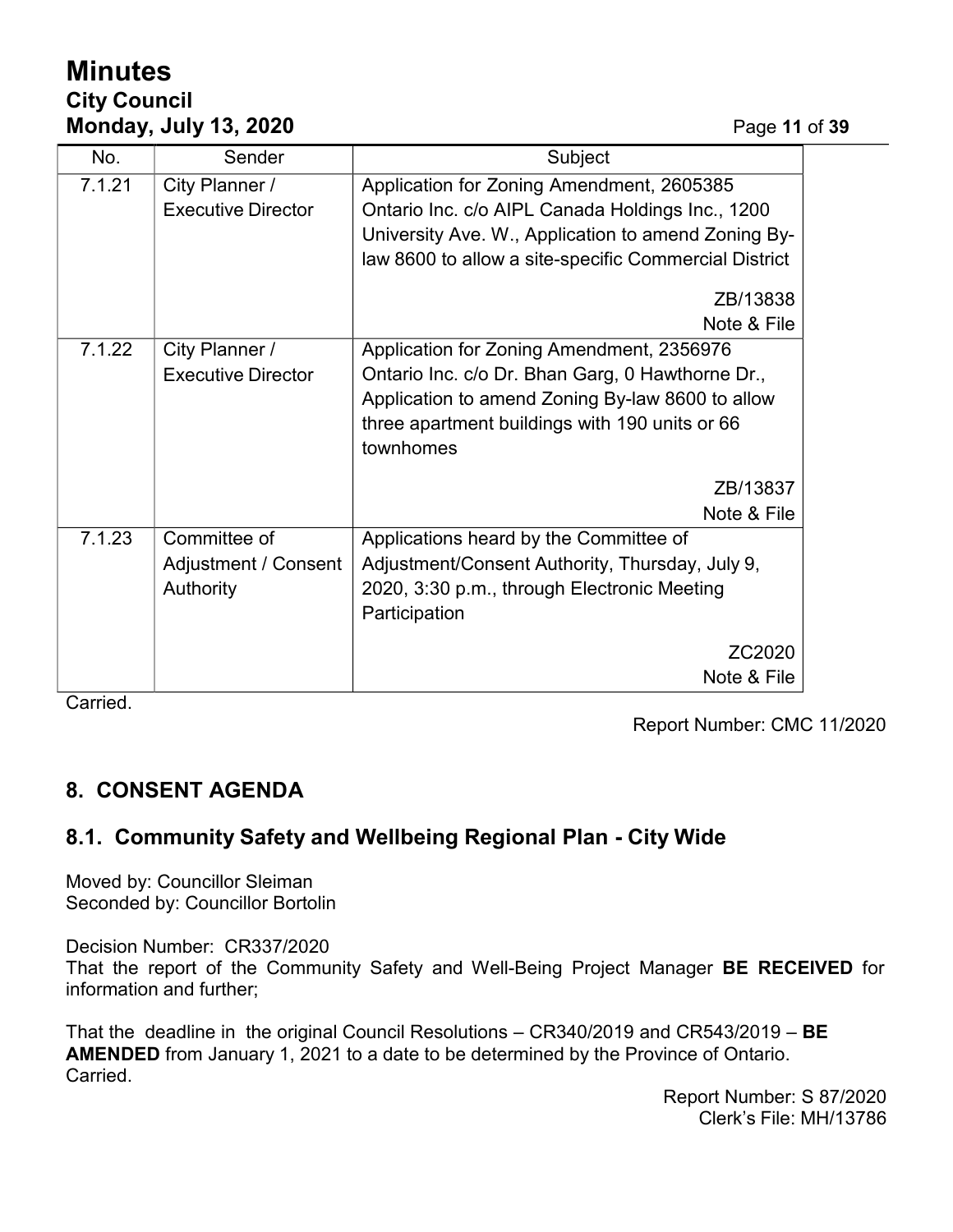| No. | Sender | Subject |
|---|---|---|
| 7.1.21 | City Planner / Executive Director | Application for Zoning Amendment, 2605385 Ontario Inc. c/o AIPL Canada Holdings Inc., 1200 University Ave. W., Application to amend Zoning By-law 8600 to allow a site-specific Commercial District<br><br>ZB/13838<br>Note & File |
| 7.1.22 | City Planner / Executive Director | Application for Zoning Amendment, 2356976 Ontario Inc. c/o Dr. Bhan Garg, 0 Hawthorne Dr., Application to amend Zoning By-law 8600 to allow three apartment buildings with 190 units or 66 townhomes<br><br>ZB/13837<br>Note & File |
| 7.1.23 | Committee of Adjustment / Consent Authority | Applications heard by the Committee of Adjustment/Consent Authority, Thursday, July 9, 2020, 3:30 p.m., through Electronic Meeting Participation<br><br>ZC2020<br>Note & File |

Carried.

Report Number: CMC 11/2020

## 8. CONSENT AGENDA

### 8.1. Community Safety and Wellbeing Regional Plan - City Wide

Moved by: Councillor Sleiman
Seconded by: Councillor Bortolin

Decision Number: CR337/2020
That the report of the Community Safety and Well-Being Project Manager **BE RECEIVED** for information and further;

That the deadline in the original Council Resolutions – CR340/2019 and CR543/2019 – **BE AMENDED** from January 1, 2021 to a date to be determined by the Province of Ontario.
Carried.

Report Number: S 87/2020
Clerk's File: MH/13786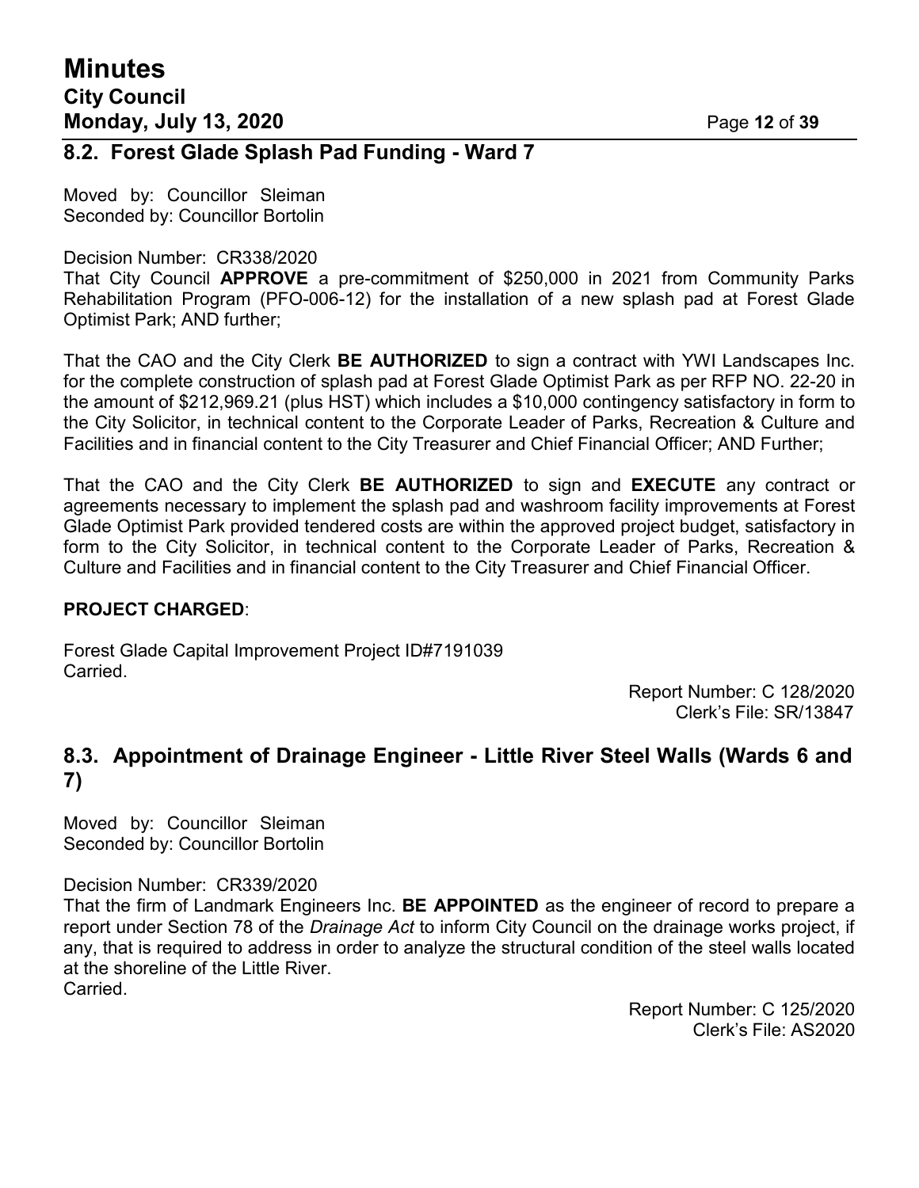## 8.2. Forest Glade Splash Pad Funding - Ward 7

Moved by: Councillor Sleiman
Seconded by: Councillor Bortolin

Decision Number: CR338/2020
That City Council **APPROVE** a pre-commitment of $250,000 in 2021 from Community Parks Rehabilitation Program (PFO-006-12) for the installation of a new splash pad at Forest Glade Optimist Park; AND further;

That the CAO and the City Clerk **BE AUTHORIZED** to sign a contract with YWI Landscapes Inc. for the complete construction of splash pad at Forest Glade Optimist Park as per RFP NO. 22-20 in the amount of $212,969.21 (plus HST) which includes a $10,000 contingency satisfactory in form to the City Solicitor, in technical content to the Corporate Leader of Parks, Recreation & Culture and Facilities and in financial content to the City Treasurer and Chief Financial Officer; AND Further;

That the CAO and the City Clerk **BE AUTHORIZED** to sign and **EXECUTE** any contract or agreements necessary to implement the splash pad and washroom facility improvements at Forest Glade Optimist Park provided tendered costs are within the approved project budget, satisfactory in form to the City Solicitor, in technical content to the Corporate Leader of Parks, Recreation & Culture and Facilities and in financial content to the City Treasurer and Chief Financial Officer.

**PROJECT CHARGED**:

Forest Glade Capital Improvement Project ID#7191039
Carried.

Report Number: C 128/2020
Clerk's File: SR/13847

## 8.3. Appointment of Drainage Engineer - Little River Steel Walls (Wards 6 and 7)

Moved by: Councillor Sleiman
Seconded by: Councillor Bortolin

Decision Number: CR339/2020
That the firm of Landmark Engineers Inc. **BE APPOINTED** as the engineer of record to prepare a report under Section 78 of the *Drainage Act* to inform City Council on the drainage works project, if any, that is required to address in order to analyze the structural condition of the steel walls located at the shoreline of the Little River.
Carried.

Report Number: C 125/2020
Clerk's File: AS2020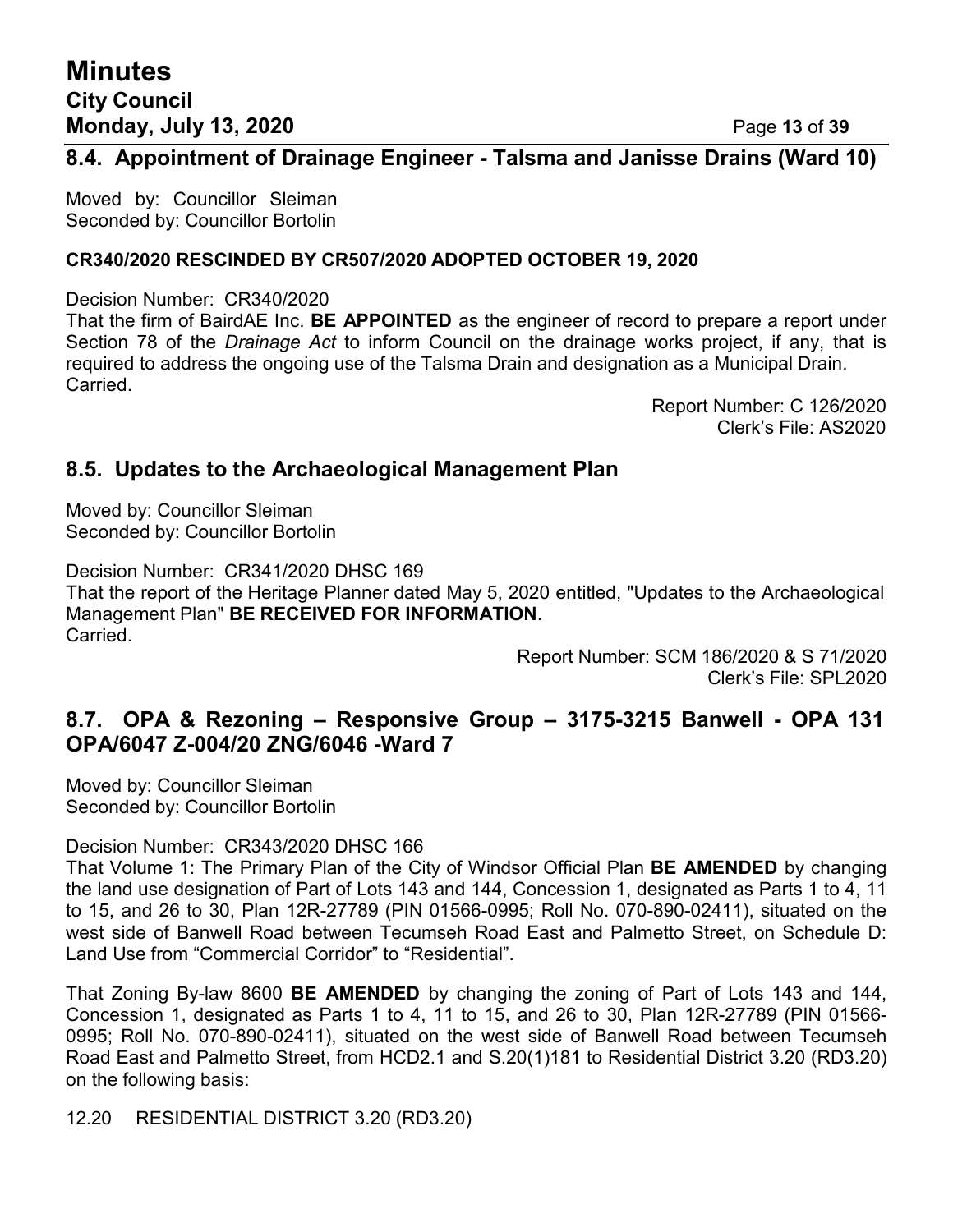## 8.4. Appointment of Drainage Engineer - Talsma and Janisse Drains (Ward 10)

Moved by: Councillor Sleiman
Seconded by: Councillor Bortolin

**CR340/2020 RESCINDED BY CR507/2020 ADOPTED OCTOBER 19, 2020**

Decision Number: CR340/2020
That the firm of BairdAE Inc. **BE APPOINTED** as the engineer of record to prepare a report under Section 78 of the *Drainage Act* to inform Council on the drainage works project, if any, that is required to address the ongoing use of the Talsma Drain and designation as a Municipal Drain.
Carried.

Report Number: C 126/2020
Clerk's File: AS2020

## 8.5. Updates to the Archaeological Management Plan

Moved by: Councillor Sleiman
Seconded by: Councillor Bortolin

Decision Number: CR341/2020 DHSC 169
That the report of the Heritage Planner dated May 5, 2020 entitled, "Updates to the Archaeological Management Plan" **BE RECEIVED FOR INFORMATION**.
Carried.

Report Number: SCM 186/2020 & S 71/2020
Clerk's File: SPL2020

## 8.7. OPA & Rezoning – Responsive Group – 3175-3215 Banwell - OPA 131 OPA/6047 Z-004/20 ZNG/6046 -Ward 7

Moved by: Councillor Sleiman
Seconded by: Councillor Bortolin

Decision Number: CR343/2020 DHSC 166
That Volume 1: The Primary Plan of the City of Windsor Official Plan **BE AMENDED** by changing the land use designation of Part of Lots 143 and 144, Concession 1, designated as Parts 1 to 4, 11 to 15, and 26 to 30, Plan 12R-27789 (PIN 01566-0995; Roll No. 070-890-02411), situated on the west side of Banwell Road between Tecumseh Road East and Palmetto Street, on Schedule D: Land Use from "Commercial Corridor" to "Residential".

That Zoning By-law 8600 **BE AMENDED** by changing the zoning of Part of Lots 143 and 144, Concession 1, designated as Parts 1 to 4, 11 to 15, and 26 to 30, Plan 12R-27789 (PIN 01566-0995; Roll No. 070-890-02411), situated on the west side of Banwell Road between Tecumseh Road East and Palmetto Street, from HCD2.1 and S.20(1)181 to Residential District 3.20 (RD3.20) on the following basis:

12.20 RESIDENTIAL DISTRICT 3.20 (RD3.20)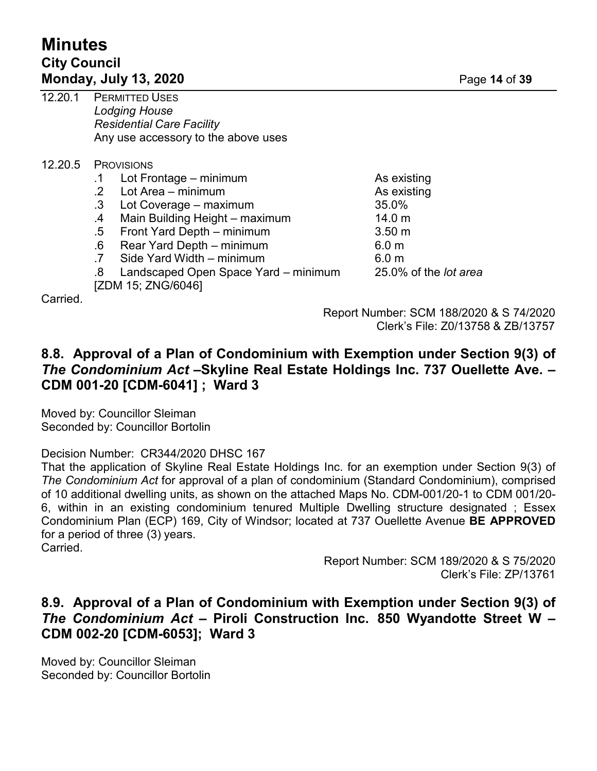12.20.1 PERMITTED USES
*Lodging House*
*Residential Care Facility*
Any use accessory to the above uses

12.20.5 PROVISIONS

| | | |
|---|---|---|
| .1 | Lot Frontage – minimum | As existing |
| .2 | Lot Area – minimum | As existing |
| .3 | Lot Coverage – maximum | 35.0% |
| .4 | Main Building Height – maximum | 14.0 m |
| .5 | Front Yard Depth – minimum | 3.50 m |
| .6 | Rear Yard Depth – minimum | 6.0 m |
| .7 | Side Yard Width – minimum | 6.0 m |
| .8 | Landscaped Open Space Yard – minimum | 25.0% of the *lot area* |

[ZDM 15; ZNG/6046]

Carried.

Report Number: SCM 188/2020 & S 74/2020
Clerk's File: Z0/13758 & ZB/13757

## 8.8. Approval of a Plan of Condominium with Exemption under Section 9(3) of *The Condominium Act* –Skyline Real Estate Holdings Inc. 737 Ouellette Ave. – CDM 001-20 [CDM-6041] ; Ward 3

Moved by: Councillor Sleiman
Seconded by: Councillor Bortolin

Decision Number: CR344/2020 DHSC 167
That the application of Skyline Real Estate Holdings Inc. for an exemption under Section 9(3) of *The Condominium Act* for approval of a plan of condominium (Standard Condominium), comprised of 10 additional dwelling units, as shown on the attached Maps No. CDM-001/20-1 to CDM 001/20-6, within in an existing condominium tenured Multiple Dwelling structure designated ; Essex Condominium Plan (ECP) 169, City of Windsor; located at 737 Ouellette Avenue **BE APPROVED** for a period of three (3) years.
Carried.

Report Number: SCM 189/2020 & S 75/2020
Clerk's File: ZP/13761

## 8.9. Approval of a Plan of Condominium with Exemption under Section 9(3) of *The Condominium Act* – Piroli Construction Inc. 850 Wyandotte Street W – CDM 002-20 [CDM-6053]; Ward 3

Moved by: Councillor Sleiman
Seconded by: Councillor Bortolin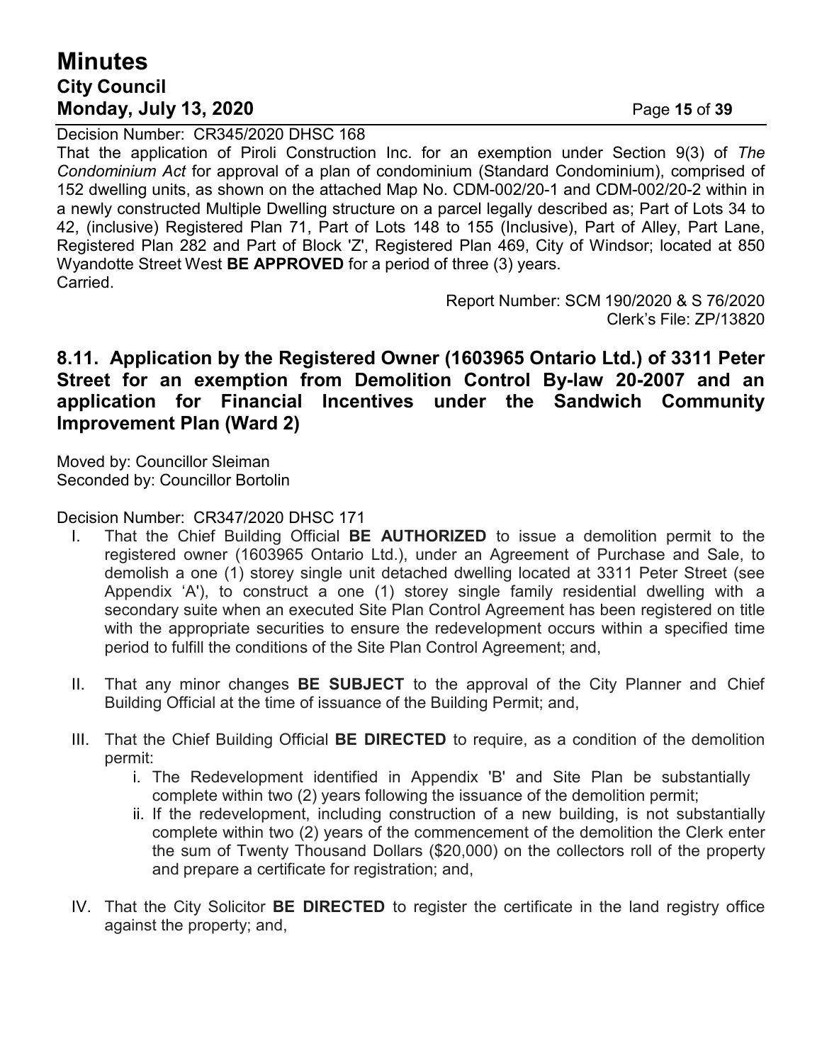Decision Number: CR345/2020 DHSC 168

That the application of Piroli Construction Inc. for an exemption under Section 9(3) of *The Condominium Act* for approval of a plan of condominium (Standard Condominium), comprised of 152 dwelling units, as shown on the attached Map No. CDM-002/20-1 and CDM-002/20-2 within in a newly constructed Multiple Dwelling structure on a parcel legally described as; Part of Lots 34 to 42, (inclusive) Registered Plan 71, Part of Lots 148 to 155 (Inclusive), Part of Alley, Part Lane, Registered Plan 282 and Part of Block 'Z', Registered Plan 469, City of Windsor; located at 850 Wyandotte Street West **BE APPROVED** for a period of three (3) years.

Carried.

Report Number: SCM 190/2020 & S 76/2020
Clerk's File: ZP/13820

## 8.11. Application by the Registered Owner (1603965 Ontario Ltd.) of 3311 Peter Street for an exemption from Demolition Control By-law 20-2007 and an application for Financial Incentives under the Sandwich Community Improvement Plan (Ward 2)

Moved by: Councillor Sleiman
Seconded by: Councillor Bortolin

Decision Number: CR347/2020 DHSC 171

I. That the Chief Building Official **BE AUTHORIZED** to issue a demolition permit to the registered owner (1603965 Ontario Ltd.), under an Agreement of Purchase and Sale, to demolish a one (1) storey single unit detached dwelling located at 3311 Peter Street (see Appendix 'A'), to construct a one (1) storey single family residential dwelling with a secondary suite when an executed Site Plan Control Agreement has been registered on title with the appropriate securities to ensure the redevelopment occurs within a specified time period to fulfill the conditions of the Site Plan Control Agreement; and,

II. That any minor changes **BE SUBJECT** to the approval of the City Planner and Chief Building Official at the time of issuance of the Building Permit; and,

III. That the Chief Building Official **BE DIRECTED** to require, as a condition of the demolition permit:
   i. The Redevelopment identified in Appendix 'B' and Site Plan be substantially complete within two (2) years following the issuance of the demolition permit;
   ii. If the redevelopment, including construction of a new building, is not substantially complete within two (2) years of the commencement of the demolition the Clerk enter the sum of Twenty Thousand Dollars ($20,000) on the collectors roll of the property and prepare a certificate for registration; and,

IV. That the City Solicitor **BE DIRECTED** to register the certificate in the land registry office against the property; and,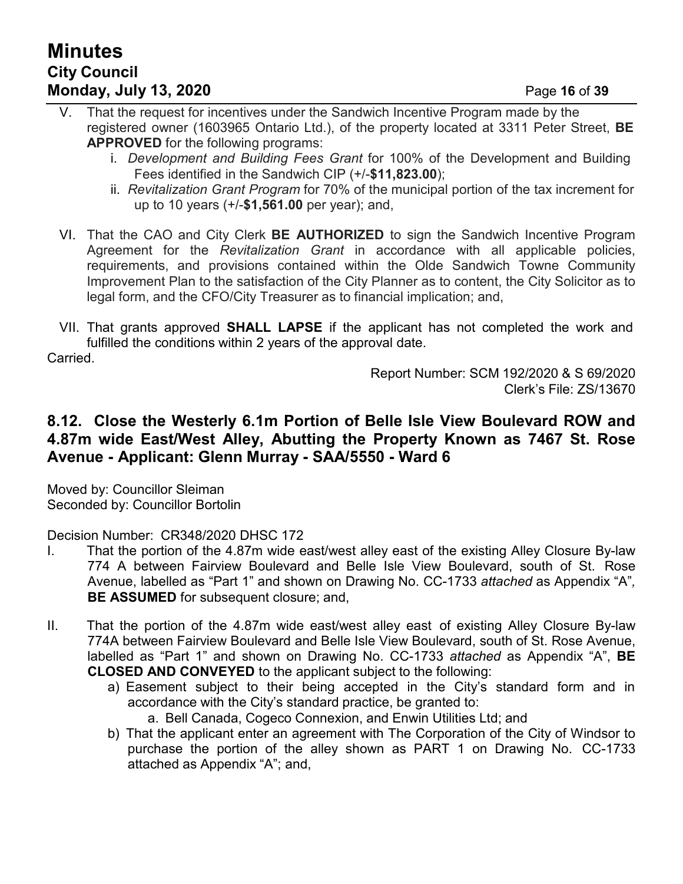V. That the request for incentives under the Sandwich Incentive Program made by the registered owner (1603965 Ontario Ltd.), of the property located at 3311 Peter Street, **BE APPROVED** for the following programs:
   i. *Development and Building Fees Grant* for 100% of the Development and Building Fees identified in the Sandwich CIP (+/-**$11,823.00**);
   ii. *Revitalization Grant Program* for 70% of the municipal portion of the tax increment for up to 10 years (+/-**$1,561.00** per year); and,

VI. That the CAO and City Clerk **BE AUTHORIZED** to sign the Sandwich Incentive Program Agreement for the *Revitalization Grant* in accordance with all applicable policies, requirements, and provisions contained within the Olde Sandwich Towne Community Improvement Plan to the satisfaction of the City Planner as to content, the City Solicitor as to legal form, and the CFO/City Treasurer as to financial implication; and,

VII. That grants approved **SHALL LAPSE** if the applicant has not completed the work and fulfilled the conditions within 2 years of the approval date.

Carried.

Report Number: SCM 192/2020 & S 69/2020
Clerk's File: ZS/13670

## 8.12. Close the Westerly 6.1m Portion of Belle Isle View Boulevard ROW and 4.87m wide East/West Alley, Abutting the Property Known as 7467 St. Rose Avenue - Applicant: Glenn Murray - SAA/5550 - Ward 6

Moved by: Councillor Sleiman
Seconded by: Councillor Bortolin

Decision Number: CR348/2020 DHSC 172

I. That the portion of the 4.87m wide east/west alley east of the existing Alley Closure By-law 774 A between Fairview Boulevard and Belle Isle View Boulevard, south of St. Rose Avenue, labelled as "Part 1" and shown on Drawing No. CC-1733 *attached* as Appendix "A", **BE ASSUMED** for subsequent closure; and,

II. That the portion of the 4.87m wide east/west alley east of existing Alley Closure By-law 774A between Fairview Boulevard and Belle Isle View Boulevard, south of St. Rose Avenue, labelled as "Part 1" and shown on Drawing No. CC-1733 *attached* as Appendix "A", **BE CLOSED AND CONVEYED** to the applicant subject to the following:
   a) Easement subject to their being accepted in the City's standard form and in accordance with the City's standard practice, be granted to:
      a. Bell Canada, Cogeco Connexion, and Enwin Utilities Ltd; and
   b) That the applicant enter an agreement with The Corporation of the City of Windsor to purchase the portion of the alley shown as PART 1 on Drawing No. CC-1733 attached as Appendix "A"; and,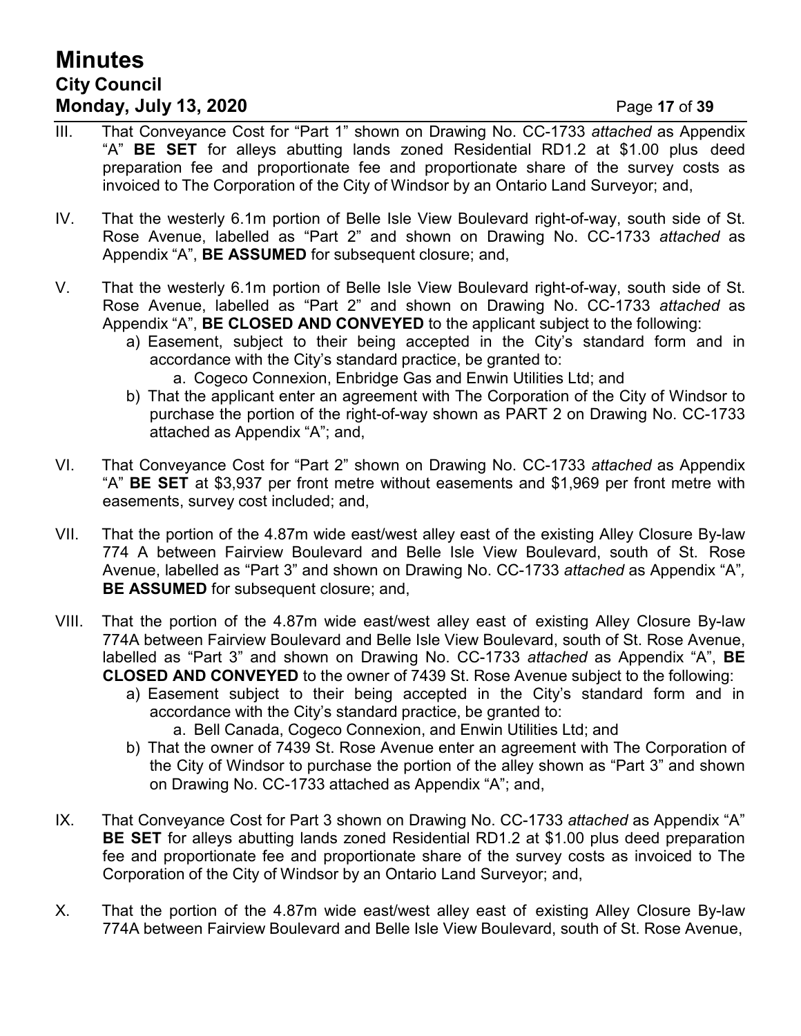III. That Conveyance Cost for "Part 1" shown on Drawing No. CC-1733 *attached* as Appendix "A" **BE SET** for alleys abutting lands zoned Residential RD1.2 at $1.00 plus deed preparation fee and proportionate fee and proportionate share of the survey costs as invoiced to The Corporation of the City of Windsor by an Ontario Land Surveyor; and,

IV. That the westerly 6.1m portion of Belle Isle View Boulevard right-of-way, south side of St. Rose Avenue, labelled as "Part 2" and shown on Drawing No. CC-1733 *attached* as Appendix "A", **BE ASSUMED** for subsequent closure; and,

V. That the westerly 6.1m portion of Belle Isle View Boulevard right-of-way, south side of St. Rose Avenue, labelled as "Part 2" and shown on Drawing No. CC-1733 *attached* as Appendix "A", **BE CLOSED AND CONVEYED** to the applicant subject to the following:
   a) Easement, subject to their being accepted in the City's standard form and in accordance with the City's standard practice, be granted to:
      a. Cogeco Connexion, Enbridge Gas and Enwin Utilities Ltd; and
   b) That the applicant enter an agreement with The Corporation of the City of Windsor to purchase the portion of the right-of-way shown as PART 2 on Drawing No. CC-1733 attached as Appendix "A"; and,

VI. That Conveyance Cost for "Part 2" shown on Drawing No. CC-1733 *attached* as Appendix "A" **BE SET** at $3,937 per front metre without easements and $1,969 per front metre with easements, survey cost included; and,

VII. That the portion of the 4.87m wide east/west alley east of the existing Alley Closure By-law 774 A between Fairview Boulevard and Belle Isle View Boulevard, south of St. Rose Avenue, labelled as "Part 3" and shown on Drawing No. CC-1733 *attached* as Appendix "A"*,* **BE ASSUMED** for subsequent closure; and,

VIII. That the portion of the 4.87m wide east/west alley east of existing Alley Closure By-law 774A between Fairview Boulevard and Belle Isle View Boulevard, south of St. Rose Avenue, labelled as "Part 3" and shown on Drawing No. CC-1733 *attached* as Appendix "A", **BE CLOSED AND CONVEYED** to the owner of 7439 St. Rose Avenue subject to the following:
   a) Easement subject to their being accepted in the City's standard form and in accordance with the City's standard practice, be granted to:
      a. Bell Canada, Cogeco Connexion, and Enwin Utilities Ltd; and
   b) That the owner of 7439 St. Rose Avenue enter an agreement with The Corporation of the City of Windsor to purchase the portion of the alley shown as "Part 3" and shown on Drawing No. CC-1733 attached as Appendix "A"; and,

IX. That Conveyance Cost for Part 3 shown on Drawing No. CC-1733 *attached* as Appendix "A" **BE SET** for alleys abutting lands zoned Residential RD1.2 at $1.00 plus deed preparation fee and proportionate fee and proportionate share of the survey costs as invoiced to The Corporation of the City of Windsor by an Ontario Land Surveyor; and,

X. That the portion of the 4.87m wide east/west alley east of existing Alley Closure By-law 774A between Fairview Boulevard and Belle Isle View Boulevard, south of St. Rose Avenue,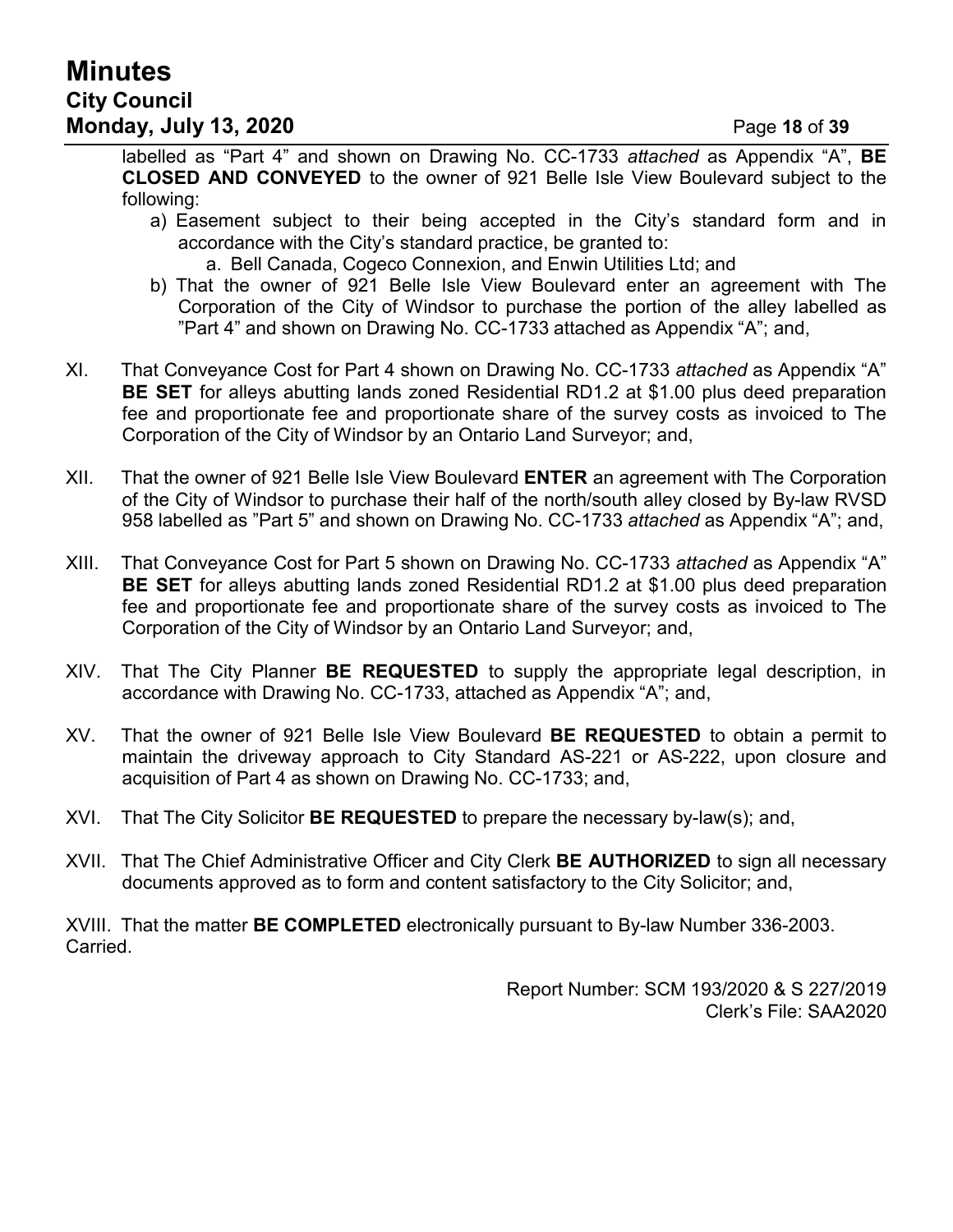labelled as "Part 4" and shown on Drawing No. CC-1733 *attached* as Appendix "A", **BE CLOSED AND CONVEYED** to the owner of 921 Belle Isle View Boulevard subject to the following:

a) Easement subject to their being accepted in the City's standard form and in accordance with the City's standard practice, be granted to:
    a. Bell Canada, Cogeco Connexion, and Enwin Utilities Ltd; and

b) That the owner of 921 Belle Isle View Boulevard enter an agreement with The Corporation of the City of Windsor to purchase the portion of the alley labelled as "Part 4" and shown on Drawing No. CC-1733 attached as Appendix "A"; and,

XI. That Conveyance Cost for Part 4 shown on Drawing No. CC-1733 *attached* as Appendix "A" **BE SET** for alleys abutting lands zoned Residential RD1.2 at $1.00 plus deed preparation fee and proportionate fee and proportionate share of the survey costs as invoiced to The Corporation of the City of Windsor by an Ontario Land Surveyor; and,

XII. That the owner of 921 Belle Isle View Boulevard **ENTER** an agreement with The Corporation of the City of Windsor to purchase their half of the north/south alley closed by By-law RVSD 958 labelled as "Part 5" and shown on Drawing No. CC-1733 *attached* as Appendix "A"; and,

XIII. That Conveyance Cost for Part 5 shown on Drawing No. CC-1733 *attached* as Appendix "A" **BE SET** for alleys abutting lands zoned Residential RD1.2 at $1.00 plus deed preparation fee and proportionate fee and proportionate share of the survey costs as invoiced to The Corporation of the City of Windsor by an Ontario Land Surveyor; and,

XIV. That The City Planner **BE REQUESTED** to supply the appropriate legal description, in accordance with Drawing No. CC-1733, attached as Appendix "A"; and,

XV. That the owner of 921 Belle Isle View Boulevard **BE REQUESTED** to obtain a permit to maintain the driveway approach to City Standard AS-221 or AS-222, upon closure and acquisition of Part 4 as shown on Drawing No. CC-1733; and,

XVI. That The City Solicitor **BE REQUESTED** to prepare the necessary by-law(s); and,

XVII. That The Chief Administrative Officer and City Clerk **BE AUTHORIZED** to sign all necessary documents approved as to form and content satisfactory to the City Solicitor; and,

XVIII. That the matter **BE COMPLETED** electronically pursuant to By-law Number 336-2003.
Carried.

Report Number: SCM 193/2020 & S 227/2019
Clerk's File: SAA2020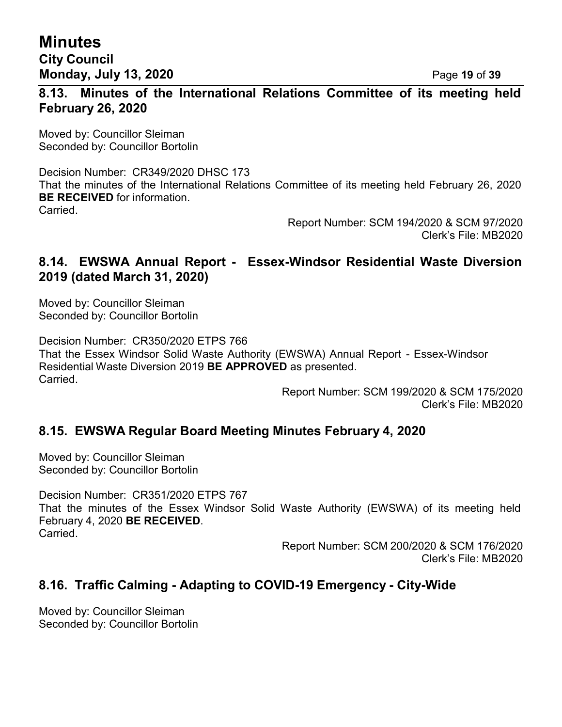## 8.13. Minutes of the International Relations Committee of its meeting held February 26, 2020

Moved by: Councillor Sleiman
Seconded by: Councillor Bortolin

Decision Number: CR349/2020 DHSC 173
That the minutes of the International Relations Committee of its meeting held February 26, 2020 **BE RECEIVED** for information.
Carried.

Report Number: SCM 194/2020 & SCM 97/2020
Clerk's File: MB2020

## 8.14. EWSWA Annual Report - Essex-Windsor Residential Waste Diversion 2019 (dated March 31, 2020)

Moved by: Councillor Sleiman
Seconded by: Councillor Bortolin

Decision Number: CR350/2020 ETPS 766
That the Essex Windsor Solid Waste Authority (EWSWA) Annual Report - Essex-Windsor Residential Waste Diversion 2019 **BE APPROVED** as presented.
Carried.

Report Number: SCM 199/2020 & SCM 175/2020
Clerk's File: MB2020

## 8.15. EWSWA Regular Board Meeting Minutes February 4, 2020

Moved by: Councillor Sleiman
Seconded by: Councillor Bortolin

Decision Number: CR351/2020 ETPS 767
That the minutes of the Essex Windsor Solid Waste Authority (EWSWA) of its meeting held February 4, 2020 **BE RECEIVED**.
Carried.

Report Number: SCM 200/2020 & SCM 176/2020
Clerk's File: MB2020

## 8.16. Traffic Calming - Adapting to COVID-19 Emergency - City-Wide

Moved by: Councillor Sleiman
Seconded by: Councillor Bortolin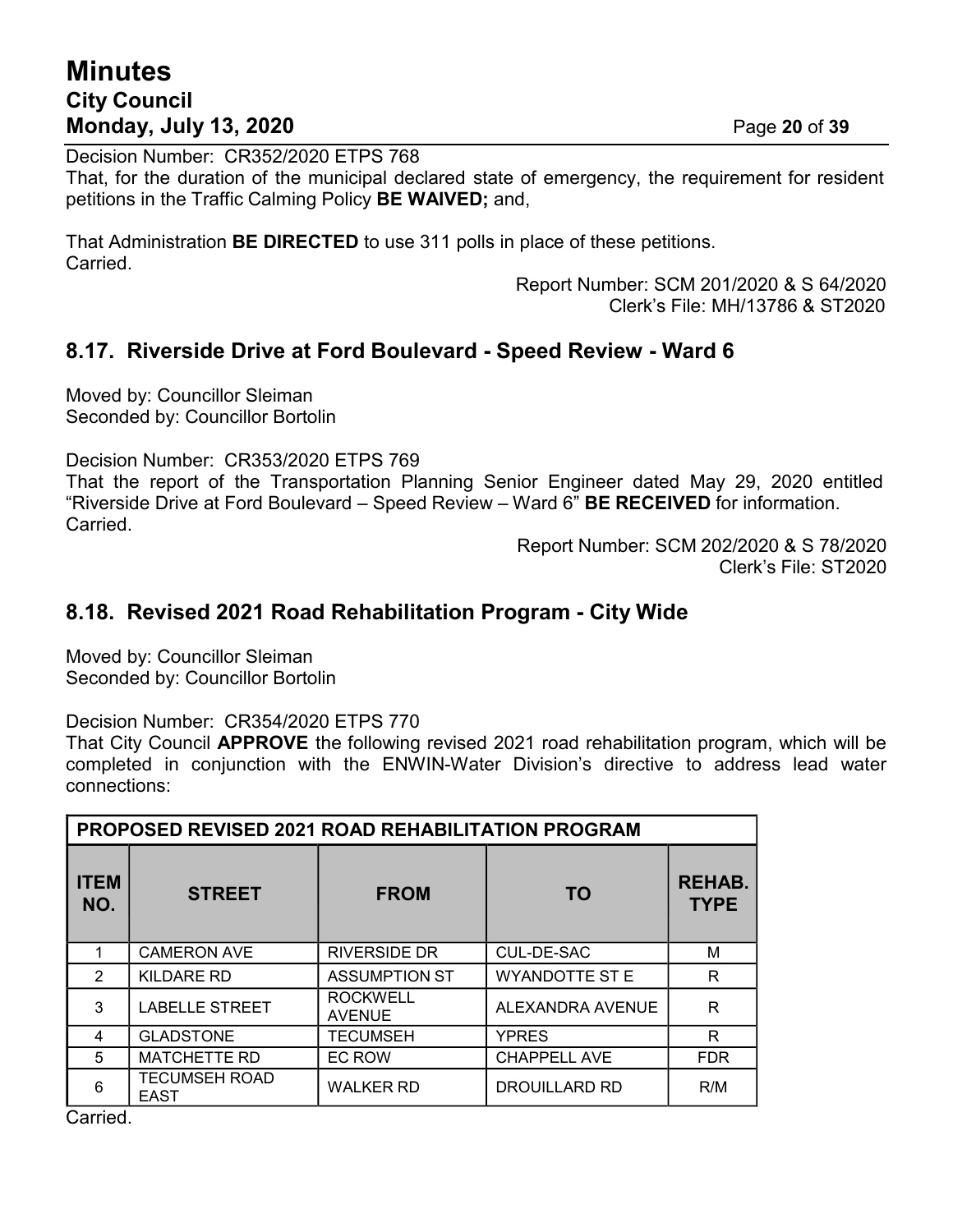Decision Number: CR352/2020 ETPS 768
That, for the duration of the municipal declared state of emergency, the requirement for resident petitions in the Traffic Calming Policy **BE WAIVED;** and,

That Administration **BE DIRECTED** to use 311 polls in place of these petitions.
Carried.

Report Number: SCM 201/2020 & S 64/2020
Clerk's File: MH/13786 & ST2020

## 8.17. Riverside Drive at Ford Boulevard - Speed Review - Ward 6

Moved by: Councillor Sleiman
Seconded by: Councillor Bortolin

Decision Number: CR353/2020 ETPS 769
That the report of the Transportation Planning Senior Engineer dated May 29, 2020 entitled "Riverside Drive at Ford Boulevard – Speed Review – Ward 6" **BE RECEIVED** for information.
Carried.

Report Number: SCM 202/2020 & S 78/2020
Clerk's File: ST2020

## 8.18. Revised 2021 Road Rehabilitation Program - City Wide

Moved by: Councillor Sleiman
Seconded by: Councillor Bortolin

Decision Number: CR354/2020 ETPS 770
That City Council **APPROVE** the following revised 2021 road rehabilitation program, which will be completed in conjunction with the ENWIN-Water Division's directive to address lead water connections:

| PROPOSED REVISED 2021 ROAD REHABILITATION PROGRAM | | | | |
|---|---|---|---|---|
| **ITEM NO.** | **STREET** | **FROM** | **TO** | **REHAB. TYPE** |
| 1 | CAMERON AVE | RIVERSIDE DR | CUL-DE-SAC | M |
| 2 | KILDARE RD | ASSUMPTION ST | WYANDOTTE ST E | R |
| 3 | LABELLE STREET | ROCKWELL AVENUE | ALEXANDRA AVENUE | R |
| 4 | GLADSTONE | TECUMSEH | YPRES | R |
| 5 | MATCHETTE RD | EC ROW | CHAPPELL AVE | FDR |
| 6 | TECUMSEH ROAD EAST | WALKER RD | DROUILLARD RD | R/M |

Carried.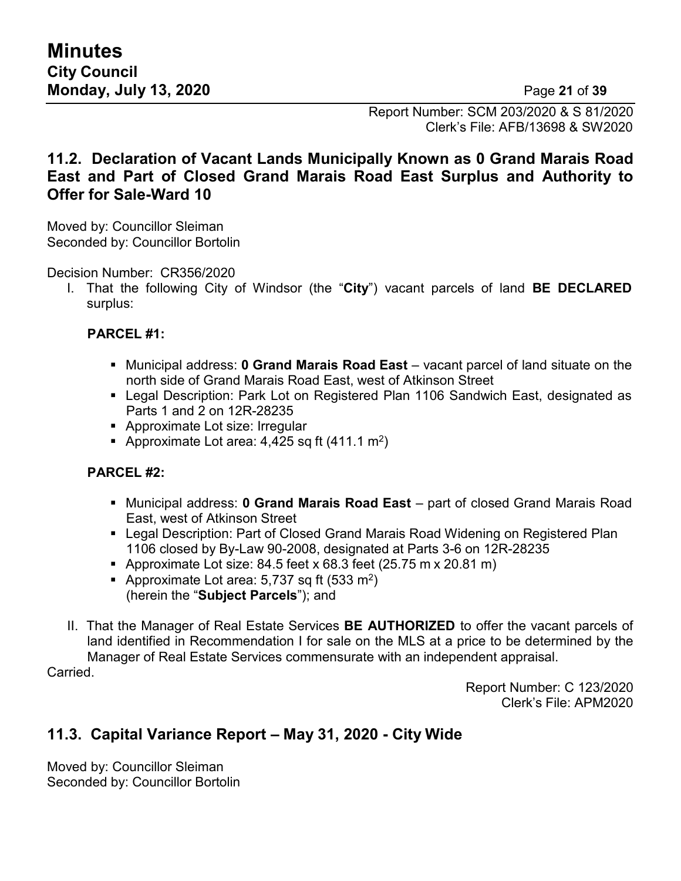Report Number: SCM 203/2020 & S 81/2020
Clerk's File: AFB/13698 & SW2020

## 11.2. Declaration of Vacant Lands Municipally Known as 0 Grand Marais Road East and Part of Closed Grand Marais Road East Surplus and Authority to Offer for Sale-Ward 10

Moved by: Councillor Sleiman
Seconded by: Councillor Bortolin

Decision Number: CR356/2020

I. That the following City of Windsor (the "**City**") vacant parcels of land **BE DECLARED** surplus:

**PARCEL #1:**

- Municipal address: **0 Grand Marais Road East** – vacant parcel of land situate on the north side of Grand Marais Road East, west of Atkinson Street
- Legal Description: Park Lot on Registered Plan 1106 Sandwich East, designated as Parts 1 and 2 on 12R-28235
- Approximate Lot size: Irregular
- Approximate Lot area: 4,425 sq ft (411.1 m$^2$)

**PARCEL #2:**

- Municipal address: **0 Grand Marais Road East** – part of closed Grand Marais Road East, west of Atkinson Street
- Legal Description: Part of Closed Grand Marais Road Widening on Registered Plan 1106 closed by By-Law 90-2008, designated at Parts 3-6 on 12R-28235
- Approximate Lot size: 84.5 feet x 68.3 feet (25.75 m x 20.81 m)
- Approximate Lot area: 5,737 sq ft (533 m$^2$)
  (herein the "**Subject Parcels**"); and

II. That the Manager of Real Estate Services **BE AUTHORIZED** to offer the vacant parcels of land identified in Recommendation I for sale on the MLS at a price to be determined by the Manager of Real Estate Services commensurate with an independent appraisal.

Carried.

Report Number: C 123/2020
Clerk's File: APM2020

## 11.3. Capital Variance Report – May 31, 2020 - City Wide

Moved by: Councillor Sleiman
Seconded by: Councillor Bortolin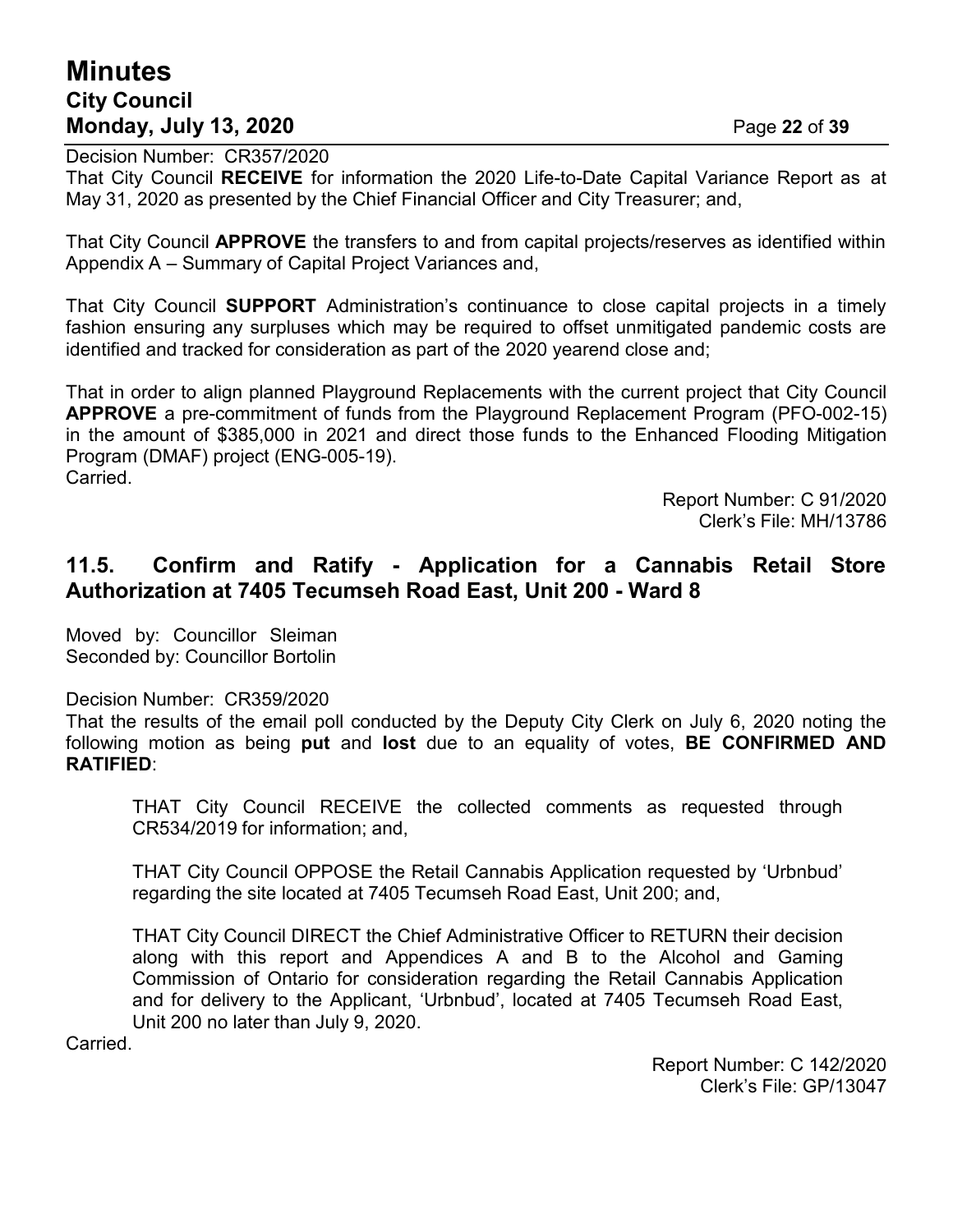Decision Number: CR357/2020
That City Council **RECEIVE** for information the 2020 Life-to-Date Capital Variance Report as at May 31, 2020 as presented by the Chief Financial Officer and City Treasurer; and,

That City Council **APPROVE** the transfers to and from capital projects/reserves as identified within Appendix A – Summary of Capital Project Variances and,

That City Council **SUPPORT** Administration's continuance to close capital projects in a timely fashion ensuring any surpluses which may be required to offset unmitigated pandemic costs are identified and tracked for consideration as part of the 2020 yearend close and;

That in order to align planned Playground Replacements with the current project that City Council **APPROVE** a pre-commitment of funds from the Playground Replacement Program (PFO-002-15) in the amount of $385,000 in 2021 and direct those funds to the Enhanced Flooding Mitigation Program (DMAF) project (ENG-005-19).
Carried.

Report Number: C 91/2020
Clerk's File: MH/13786

## 11.5. Confirm and Ratify - Application for a Cannabis Retail Store Authorization at 7405 Tecumseh Road East, Unit 200 - Ward 8

Moved by: Councillor Sleiman
Seconded by: Councillor Bortolin

Decision Number: CR359/2020
That the results of the email poll conducted by the Deputy City Clerk on July 6, 2020 noting the following motion as being **put** and **lost** due to an equality of votes, **BE CONFIRMED AND RATIFIED**:

> THAT City Council RECEIVE the collected comments as requested through CR534/2019 for information; and,
>
> THAT City Council OPPOSE the Retail Cannabis Application requested by 'Urbnbud' regarding the site located at 7405 Tecumseh Road East, Unit 200; and,
>
> THAT City Council DIRECT the Chief Administrative Officer to RETURN their decision along with this report and Appendices A and B to the Alcohol and Gaming Commission of Ontario for consideration regarding the Retail Cannabis Application and for delivery to the Applicant, 'Urbnbud', located at 7405 Tecumseh Road East, Unit 200 no later than July 9, 2020.

Carried.

Report Number: C 142/2020
Clerk's File: GP/13047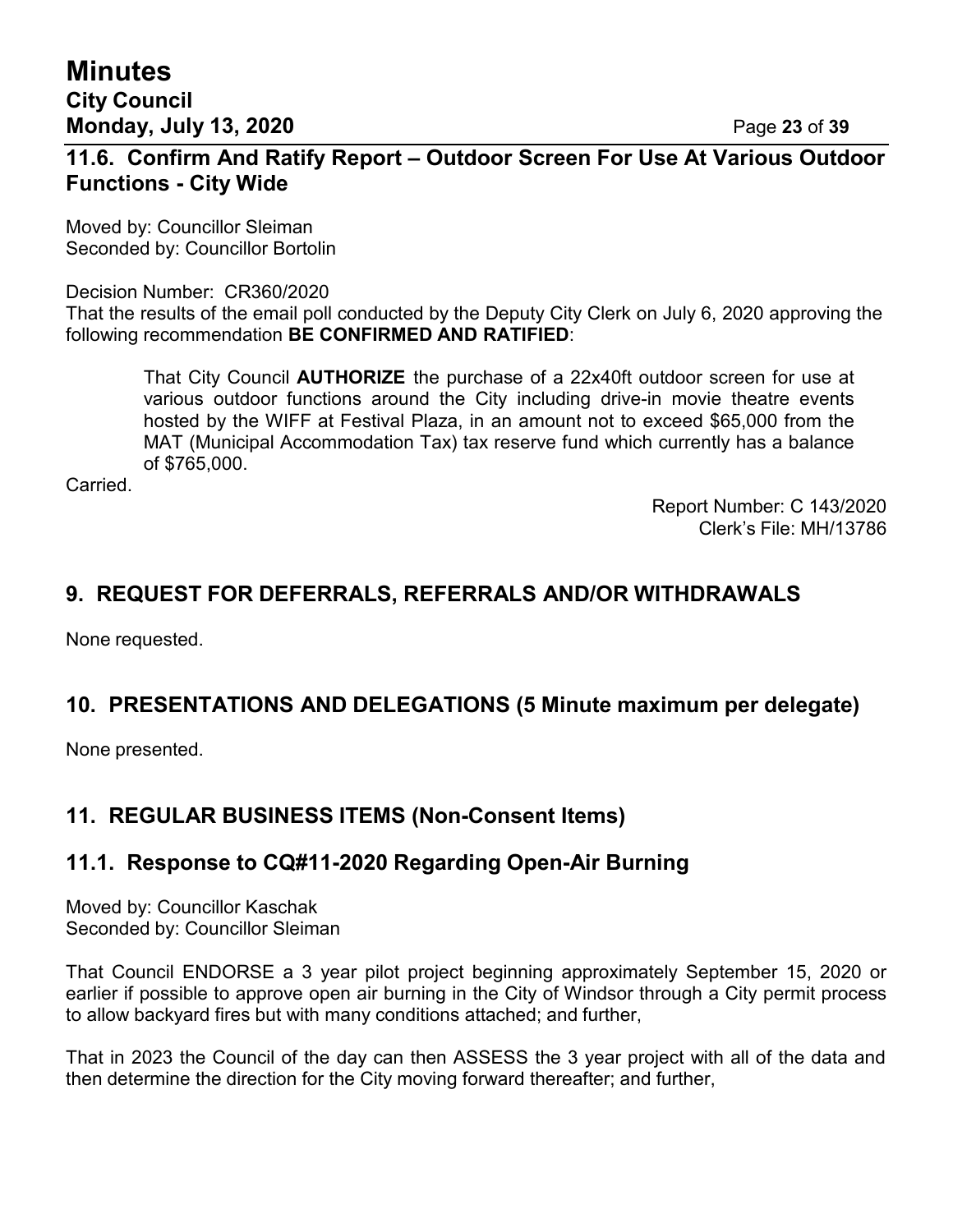## 11.6. Confirm And Ratify Report – Outdoor Screen For Use At Various Outdoor Functions - City Wide

Moved by: Councillor Sleiman
Seconded by: Councillor Bortolin

Decision Number: CR360/2020
That the results of the email poll conducted by the Deputy City Clerk on July 6, 2020 approving the following recommendation **BE CONFIRMED AND RATIFIED**:

> That City Council **AUTHORIZE** the purchase of a 22x40ft outdoor screen for use at various outdoor functions around the City including drive-in movie theatre events hosted by the WIFF at Festival Plaza, in an amount not to exceed $65,000 from the MAT (Municipal Accommodation Tax) tax reserve fund which currently has a balance of $765,000.

Carried.

Report Number: C 143/2020
Clerk's File: MH/13786

## 9. REQUEST FOR DEFERRALS, REFERRALS AND/OR WITHDRAWALS

None requested.

## 10. PRESENTATIONS AND DELEGATIONS (5 Minute maximum per delegate)

None presented.

## 11. REGULAR BUSINESS ITEMS (Non-Consent Items)

## 11.1. Response to CQ#11-2020 Regarding Open-Air Burning

Moved by: Councillor Kaschak
Seconded by: Councillor Sleiman

That Council ENDORSE a 3 year pilot project beginning approximately September 15, 2020 or earlier if possible to approve open air burning in the City of Windsor through a City permit process to allow backyard fires but with many conditions attached; and further,

That in 2023 the Council of the day can then ASSESS the 3 year project with all of the data and then determine the direction for the City moving forward thereafter; and further,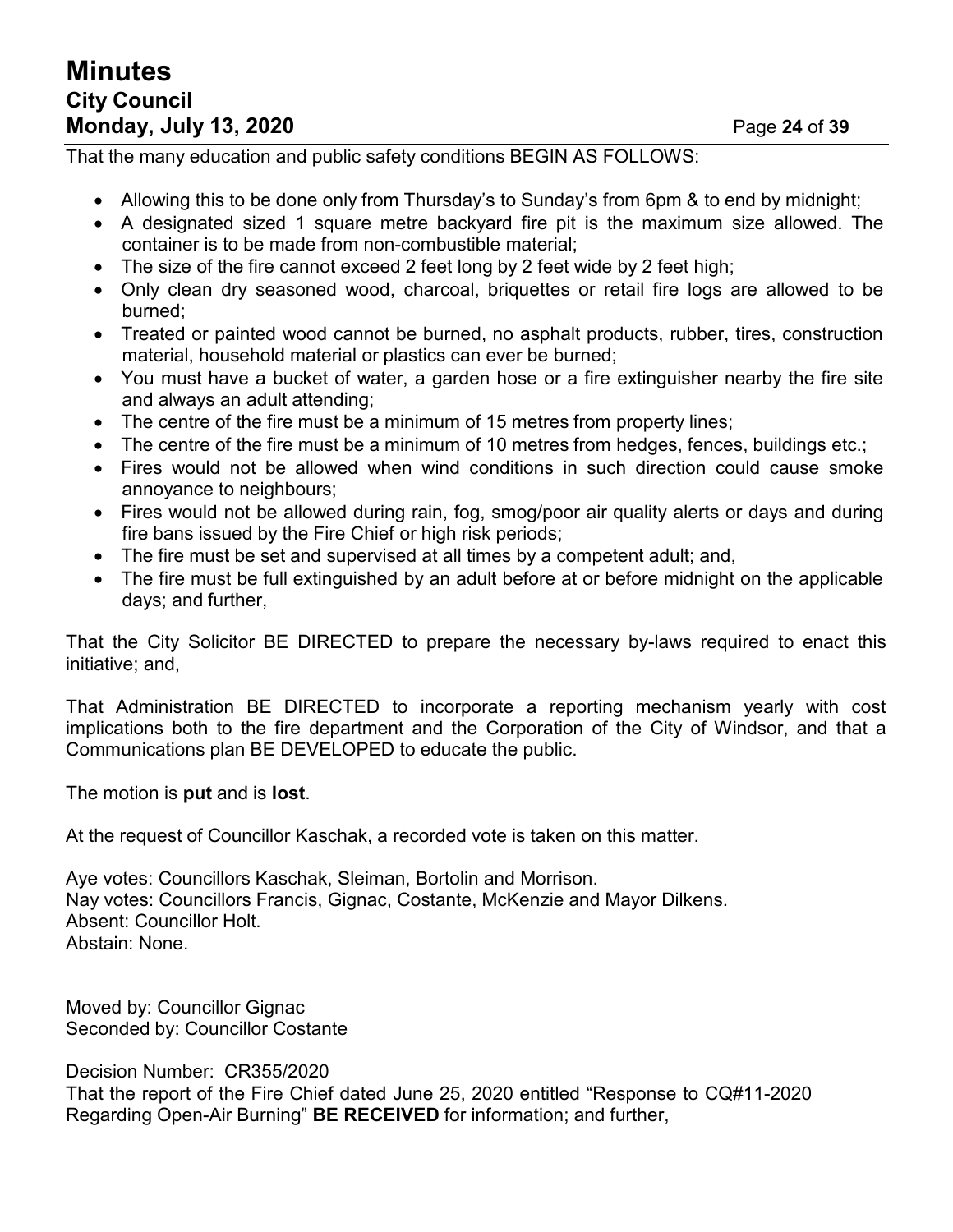That the many education and public safety conditions BEGIN AS FOLLOWS:

- Allowing this to be done only from Thursday's to Sunday's from 6pm & to end by midnight;
- A designated sized 1 square metre backyard fire pit is the maximum size allowed. The container is to be made from non-combustible material;
- The size of the fire cannot exceed 2 feet long by 2 feet wide by 2 feet high;
- Only clean dry seasoned wood, charcoal, briquettes or retail fire logs are allowed to be burned;
- Treated or painted wood cannot be burned, no asphalt products, rubber, tires, construction material, household material or plastics can ever be burned;
- You must have a bucket of water, a garden hose or a fire extinguisher nearby the fire site and always an adult attending;
- The centre of the fire must be a minimum of 15 metres from property lines;
- The centre of the fire must be a minimum of 10 metres from hedges, fences, buildings etc.;
- Fires would not be allowed when wind conditions in such direction could cause smoke annoyance to neighbours;
- Fires would not be allowed during rain, fog, smog/poor air quality alerts or days and during fire bans issued by the Fire Chief or high risk periods;
- The fire must be set and supervised at all times by a competent adult; and,
- The fire must be full extinguished by an adult before at or before midnight on the applicable days; and further,

That the City Solicitor BE DIRECTED to prepare the necessary by-laws required to enact this initiative; and,

That Administration BE DIRECTED to incorporate a reporting mechanism yearly with cost implications both to the fire department and the Corporation of the City of Windsor, and that a Communications plan BE DEVELOPED to educate the public.

The motion is **put** and is **lost**.

At the request of Councillor Kaschak, a recorded vote is taken on this matter.

Aye votes: Councillors Kaschak, Sleiman, Bortolin and Morrison.
Nay votes: Councillors Francis, Gignac, Costante, McKenzie and Mayor Dilkens.
Absent: Councillor Holt.
Abstain: None.

Moved by: Councillor Gignac
Seconded by: Councillor Costante

Decision Number: CR355/2020
That the report of the Fire Chief dated June 25, 2020 entitled "Response to CQ#11-2020 Regarding Open-Air Burning" **BE RECEIVED** for information; and further,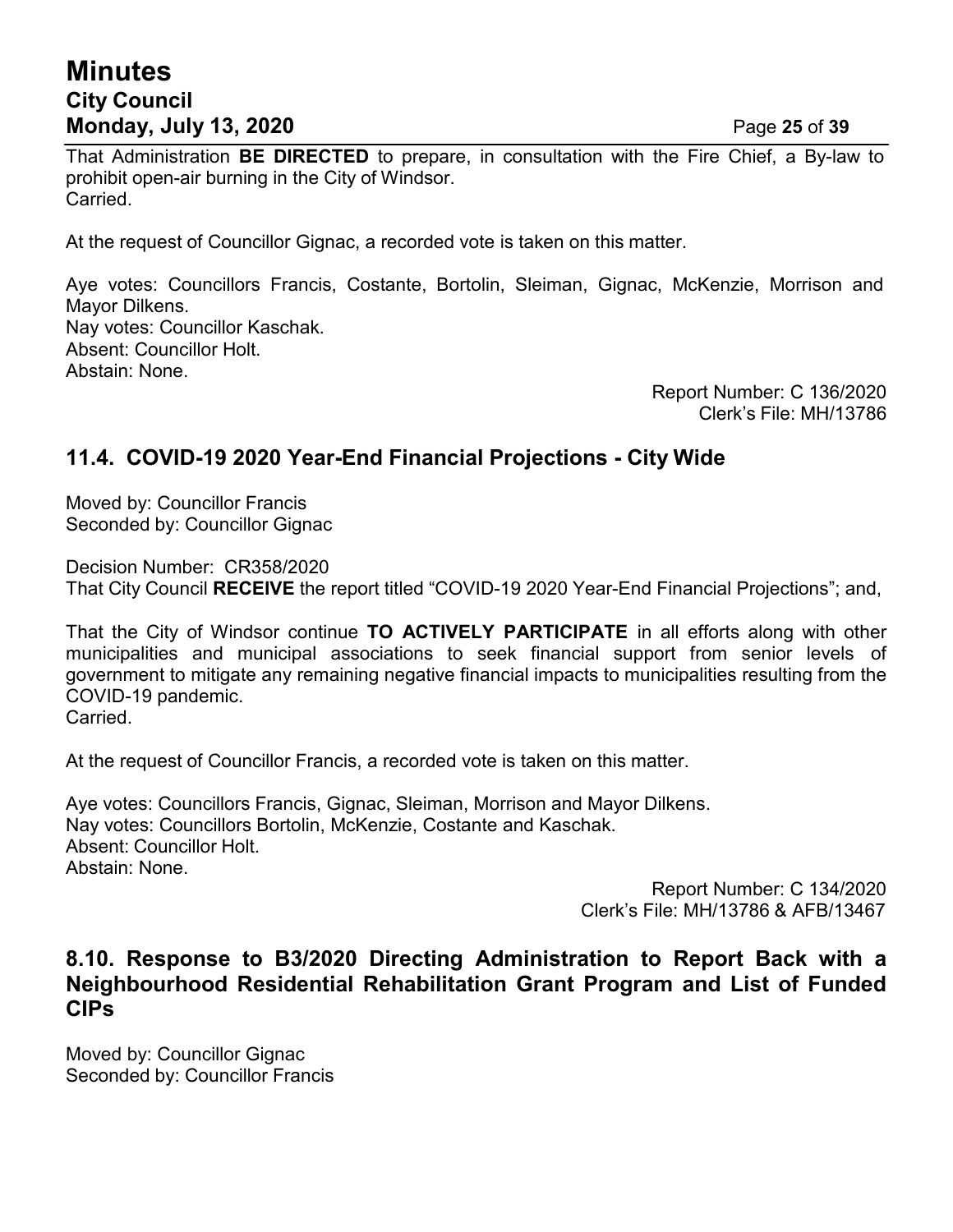That Administration **BE DIRECTED** to prepare, in consultation with the Fire Chief, a By-law to prohibit open-air burning in the City of Windsor.
Carried.

At the request of Councillor Gignac, a recorded vote is taken on this matter.

Aye votes: Councillors Francis, Costante, Bortolin, Sleiman, Gignac, McKenzie, Morrison and Mayor Dilkens.
Nay votes: Councillor Kaschak.
Absent: Councillor Holt.
Abstain: None.

Report Number: C 136/2020
Clerk's File: MH/13786

## 11.4. COVID-19 2020 Year-End Financial Projections - City Wide

Moved by: Councillor Francis
Seconded by: Councillor Gignac

Decision Number: CR358/2020
That City Council **RECEIVE** the report titled "COVID-19 2020 Year-End Financial Projections"; and,

That the City of Windsor continue **TO ACTIVELY PARTICIPATE** in all efforts along with other municipalities and municipal associations to seek financial support from senior levels of government to mitigate any remaining negative financial impacts to municipalities resulting from the COVID-19 pandemic.
Carried.

At the request of Councillor Francis, a recorded vote is taken on this matter.

Aye votes: Councillors Francis, Gignac, Sleiman, Morrison and Mayor Dilkens.
Nay votes: Councillors Bortolin, McKenzie, Costante and Kaschak.
Absent: Councillor Holt.
Abstain: None.

Report Number: C 134/2020
Clerk's File: MH/13786 & AFB/13467

## 8.10. Response to B3/2020 Directing Administration to Report Back with a Neighbourhood Residential Rehabilitation Grant Program and List of Funded CIPs

Moved by: Councillor Gignac
Seconded by: Councillor Francis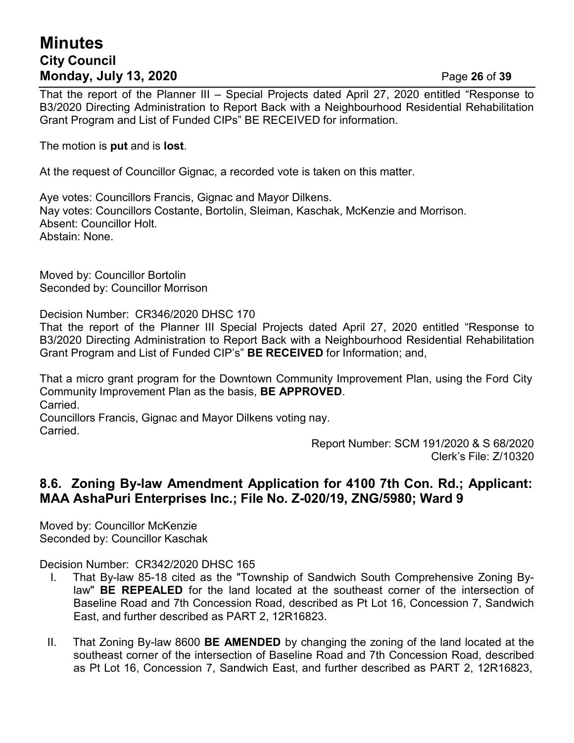That the report of the Planner III – Special Projects dated April 27, 2020 entitled "Response to B3/2020 Directing Administration to Report Back with a Neighbourhood Residential Rehabilitation Grant Program and List of Funded CIPs" BE RECEIVED for information.

The motion is **put** and is **lost**.

At the request of Councillor Gignac, a recorded vote is taken on this matter.

Aye votes: Councillors Francis, Gignac and Mayor Dilkens.
Nay votes: Councillors Costante, Bortolin, Sleiman, Kaschak, McKenzie and Morrison.
Absent: Councillor Holt.
Abstain: None.

Moved by: Councillor Bortolin
Seconded by: Councillor Morrison

Decision Number: CR346/2020 DHSC 170
That the report of the Planner III Special Projects dated April 27, 2020 entitled "Response to B3/2020 Directing Administration to Report Back with a Neighbourhood Residential Rehabilitation Grant Program and List of Funded CIP's" **BE RECEIVED** for Information; and,

That a micro grant program for the Downtown Community Improvement Plan, using the Ford City Community Improvement Plan as the basis, **BE APPROVED**.
Carried.
Councillors Francis, Gignac and Mayor Dilkens voting nay.
Carried.

Report Number: SCM 191/2020 & S 68/2020
Clerk's File: Z/10320

## 8.6. Zoning By-law Amendment Application for 4100 7th Con. Rd.; Applicant: MAA AshaPuri Enterprises Inc.; File No. Z-020/19, ZNG/5980; Ward 9

Moved by: Councillor McKenzie
Seconded by: Councillor Kaschak

Decision Number: CR342/2020 DHSC 165

I. That By-law 85-18 cited as the "Township of Sandwich South Comprehensive Zoning By-law" **BE REPEALED** for the land located at the southeast corner of the intersection of Baseline Road and 7th Concession Road, described as Pt Lot 16, Concession 7, Sandwich East, and further described as PART 2, 12R16823.

II. That Zoning By-law 8600 **BE AMENDED** by changing the zoning of the land located at the southeast corner of the intersection of Baseline Road and 7th Concession Road, described as Pt Lot 16, Concession 7, Sandwich East, and further described as PART 2, 12R16823,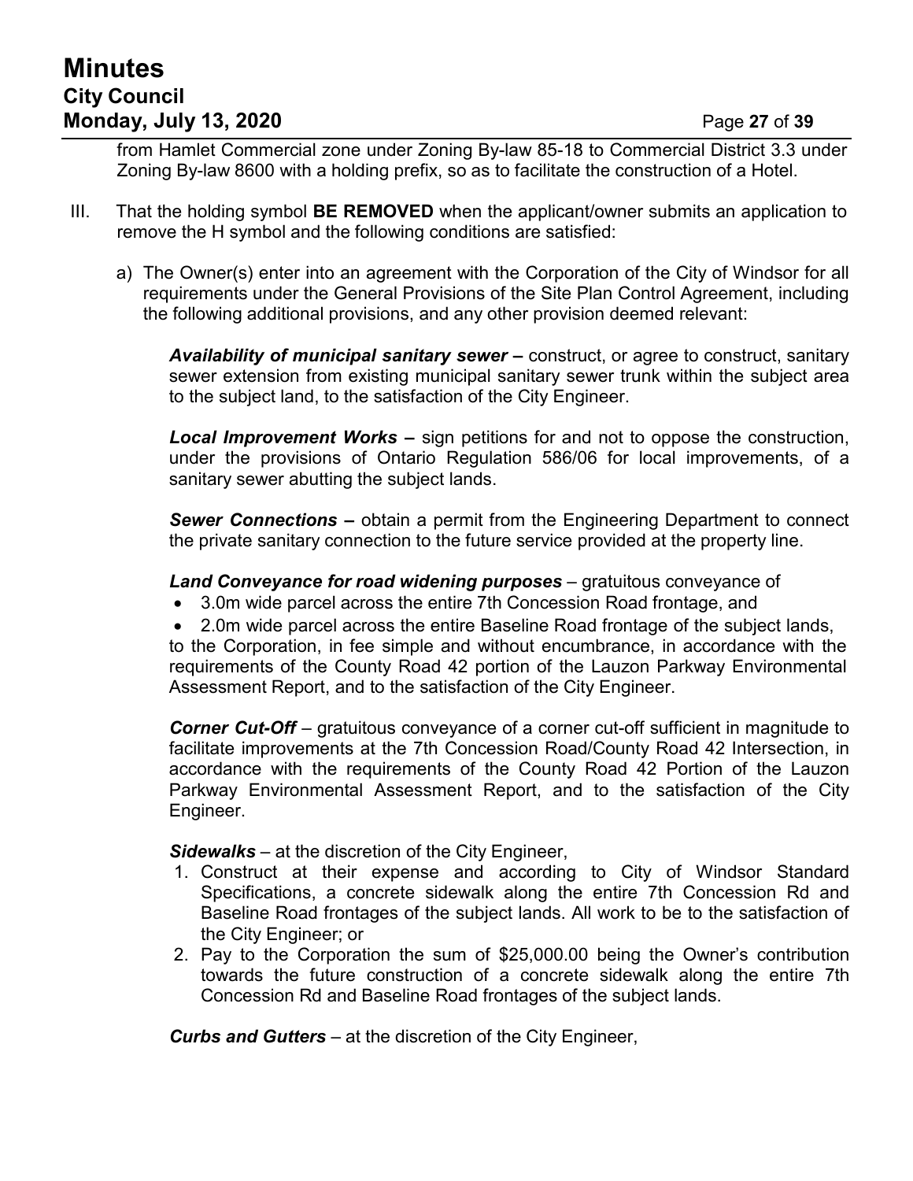from Hamlet Commercial zone under Zoning By-law 85-18 to Commercial District 3.3 under Zoning By-law 8600 with a holding prefix, so as to facilitate the construction of a Hotel.

III. That the holding symbol **BE REMOVED** when the applicant/owner submits an application to remove the H symbol and the following conditions are satisfied:

a) The Owner(s) enter into an agreement with the Corporation of the City of Windsor for all requirements under the General Provisions of the Site Plan Control Agreement, including the following additional provisions, and any other provision deemed relevant:

***Availability of municipal sanitary sewer –*** construct, or agree to construct, sanitary sewer extension from existing municipal sanitary sewer trunk within the subject area to the subject land, to the satisfaction of the City Engineer.

***Local Improvement Works –*** sign petitions for and not to oppose the construction, under the provisions of Ontario Regulation 586/06 for local improvements, of a sanitary sewer abutting the subject lands.

***Sewer Connections –*** obtain a permit from the Engineering Department to connect the private sanitary connection to the future service provided at the property line.

***Land Conveyance for road widening purposes*** – gratuitous conveyance of

- 3.0m wide parcel across the entire 7th Concession Road frontage, and
- 2.0m wide parcel across the entire Baseline Road frontage of the subject lands,

to the Corporation, in fee simple and without encumbrance, in accordance with the requirements of the County Road 42 portion of the Lauzon Parkway Environmental Assessment Report, and to the satisfaction of the City Engineer.

***Corner Cut-Off*** – gratuitous conveyance of a corner cut-off sufficient in magnitude to facilitate improvements at the 7th Concession Road/County Road 42 Intersection, in accordance with the requirements of the County Road 42 Portion of the Lauzon Parkway Environmental Assessment Report, and to the satisfaction of the City Engineer.

***Sidewalks*** – at the discretion of the City Engineer,

1. Construct at their expense and according to City of Windsor Standard Specifications, a concrete sidewalk along the entire 7th Concession Rd and Baseline Road frontages of the subject lands. All work to be to the satisfaction of the City Engineer; or
2. Pay to the Corporation the sum of $25,000.00 being the Owner's contribution towards the future construction of a concrete sidewalk along the entire 7th Concession Rd and Baseline Road frontages of the subject lands.

***Curbs and Gutters*** – at the discretion of the City Engineer,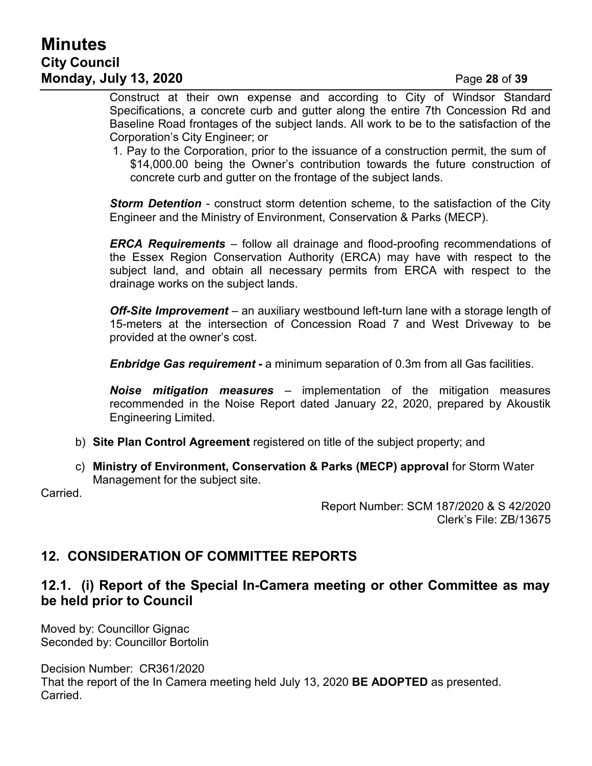Construct at their own expense and according to City of Windsor Standard Specifications, a concrete curb and gutter along the entire 7th Concession Rd and Baseline Road frontages of the subject lands. All work to be to the satisfaction of the Corporation's City Engineer; or

1. Pay to the Corporation, prior to the issuance of a construction permit, the sum of $14,000.00 being the Owner's contribution towards the future construction of concrete curb and gutter on the frontage of the subject lands.

***Storm Detention*** - construct storm detention scheme, to the satisfaction of the City Engineer and the Ministry of Environment, Conservation & Parks (MECP).

***ERCA Requirements*** – follow all drainage and flood-proofing recommendations of the Essex Region Conservation Authority (ERCA) may have with respect to the subject land, and obtain all necessary permits from ERCA with respect to the drainage works on the subject lands.

***Off-Site Improvement*** – an auxiliary westbound left-turn lane with a storage length of 15-meters at the intersection of Concession Road 7 and West Driveway to be provided at the owner's cost.

***Enbridge Gas requirement -*** a minimum separation of 0.3m from all Gas facilities.

***Noise mitigation measures*** – implementation of the mitigation measures recommended in the Noise Report dated January 22, 2020, prepared by Akoustik Engineering Limited.

b) **Site Plan Control Agreement** registered on title of the subject property; and

c) **Ministry of Environment, Conservation & Parks (MECP) approval** for Storm Water Management for the subject site.

Carried.

Report Number: SCM 187/2020 & S 42/2020
Clerk's File: ZB/13675

## 12. CONSIDERATION OF COMMITTEE REPORTS

### 12.1. (i) Report of the Special In-Camera meeting or other Committee as may be held prior to Council

Moved by: Councillor Gignac
Seconded by: Councillor Bortolin

Decision Number: CR361/2020
That the report of the In Camera meeting held July 13, 2020 **BE ADOPTED** as presented.
Carried.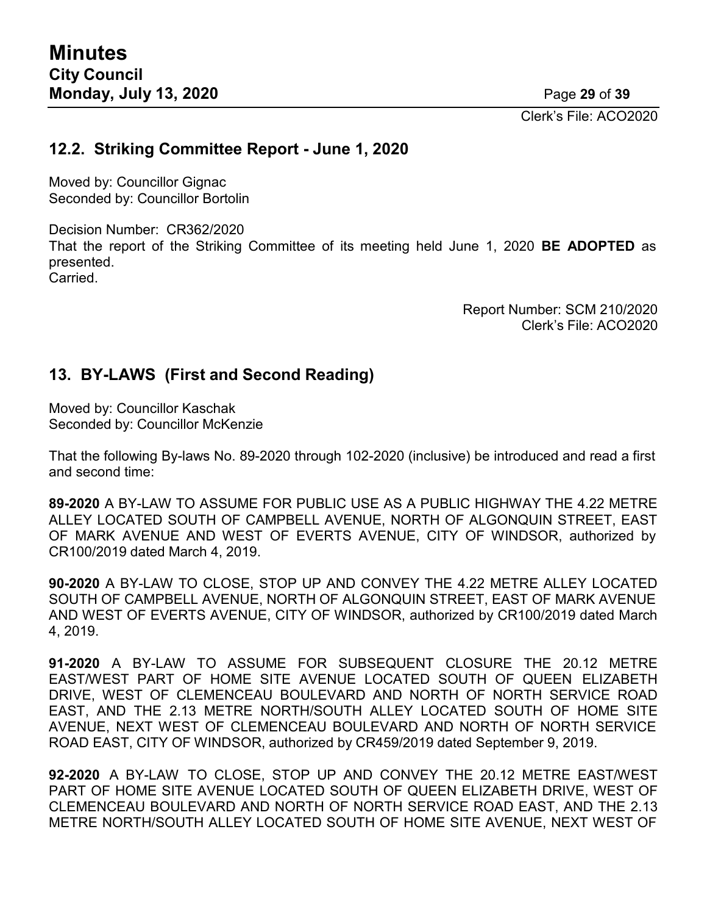Clerk's File: ACO2020

## 12.2. Striking Committee Report - June 1, 2020

Moved by: Councillor Gignac
Seconded by: Councillor Bortolin

Decision Number: CR362/2020
That the report of the Striking Committee of its meeting held June 1, 2020 **BE ADOPTED** as presented.
Carried.

Report Number: SCM 210/2020
Clerk's File: ACO2020

## 13. BY-LAWS (First and Second Reading)

Moved by: Councillor Kaschak
Seconded by: Councillor McKenzie

That the following By-laws No. 89-2020 through 102-2020 (inclusive) be introduced and read a first and second time:

**89-2020** A BY-LAW TO ASSUME FOR PUBLIC USE AS A PUBLIC HIGHWAY THE 4.22 METRE ALLEY LOCATED SOUTH OF CAMPBELL AVENUE, NORTH OF ALGONQUIN STREET, EAST OF MARK AVENUE AND WEST OF EVERTS AVENUE, CITY OF WINDSOR, authorized by CR100/2019 dated March 4, 2019.

**90-2020** A BY-LAW TO CLOSE, STOP UP AND CONVEY THE 4.22 METRE ALLEY LOCATED SOUTH OF CAMPBELL AVENUE, NORTH OF ALGONQUIN STREET, EAST OF MARK AVENUE AND WEST OF EVERTS AVENUE, CITY OF WINDSOR, authorized by CR100/2019 dated March 4, 2019.

**91-2020** A BY-LAW TO ASSUME FOR SUBSEQUENT CLOSURE THE 20.12 METRE EAST/WEST PART OF HOME SITE AVENUE LOCATED SOUTH OF QUEEN ELIZABETH DRIVE, WEST OF CLEMENCEAU BOULEVARD AND NORTH OF NORTH SERVICE ROAD EAST, AND THE 2.13 METRE NORTH/SOUTH ALLEY LOCATED SOUTH OF HOME SITE AVENUE, NEXT WEST OF CLEMENCEAU BOULEVARD AND NORTH OF NORTH SERVICE ROAD EAST, CITY OF WINDSOR, authorized by CR459/2019 dated September 9, 2019.

**92-2020** A BY-LAW TO CLOSE, STOP UP AND CONVEY THE 20.12 METRE EAST/WEST PART OF HOME SITE AVENUE LOCATED SOUTH OF QUEEN ELIZABETH DRIVE, WEST OF CLEMENCEAU BOULEVARD AND NORTH OF NORTH SERVICE ROAD EAST, AND THE 2.13 METRE NORTH/SOUTH ALLEY LOCATED SOUTH OF HOME SITE AVENUE, NEXT WEST OF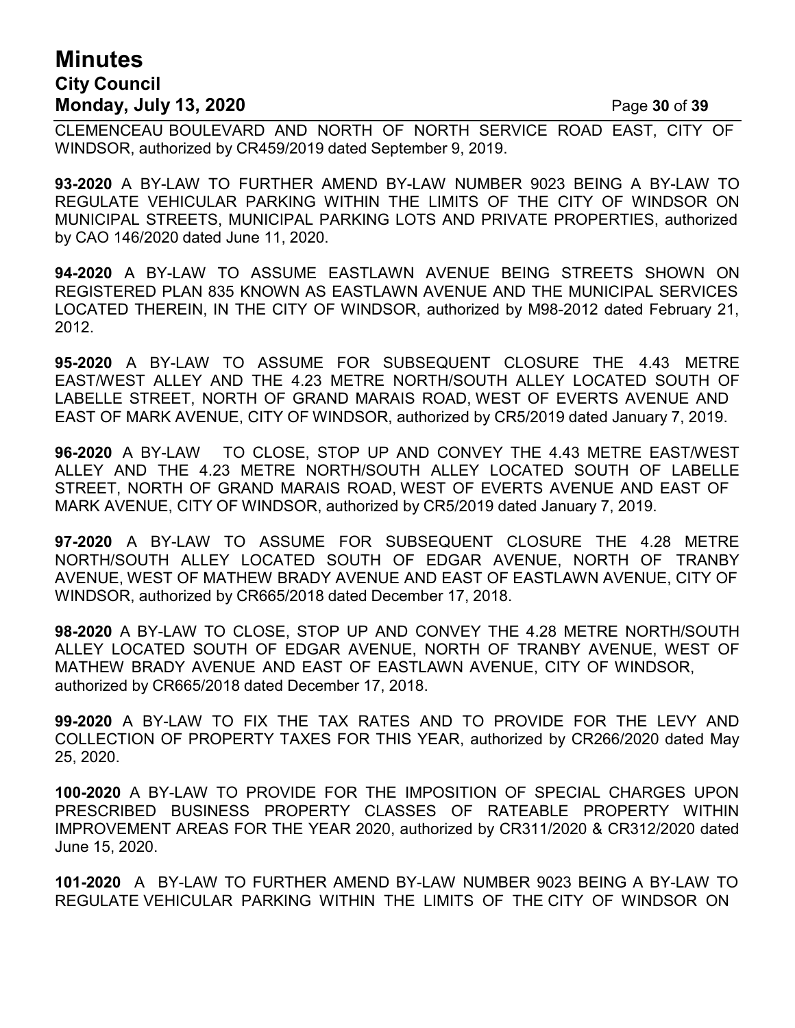CLEMENCEAU BOULEVARD AND NORTH OF NORTH SERVICE ROAD EAST, CITY OF WINDSOR, authorized by CR459/2019 dated September 9, 2019.

**93-2020** A BY-LAW TO FURTHER AMEND BY-LAW NUMBER 9023 BEING A BY-LAW TO REGULATE VEHICULAR PARKING WITHIN THE LIMITS OF THE CITY OF WINDSOR ON MUNICIPAL STREETS, MUNICIPAL PARKING LOTS AND PRIVATE PROPERTIES, authorized by CAO 146/2020 dated June 11, 2020.

**94-2020** A BY-LAW TO ASSUME EASTLAWN AVENUE BEING STREETS SHOWN ON REGISTERED PLAN 835 KNOWN AS EASTLAWN AVENUE AND THE MUNICIPAL SERVICES LOCATED THEREIN, IN THE CITY OF WINDSOR, authorized by M98-2012 dated February 21, 2012.

**95-2020** A BY-LAW TO ASSUME FOR SUBSEQUENT CLOSURE THE 4.43 METRE EAST/WEST ALLEY AND THE 4.23 METRE NORTH/SOUTH ALLEY LOCATED SOUTH OF LABELLE STREET, NORTH OF GRAND MARAIS ROAD, WEST OF EVERTS AVENUE AND EAST OF MARK AVENUE, CITY OF WINDSOR, authorized by CR5/2019 dated January 7, 2019.

**96-2020** A BY-LAW TO CLOSE, STOP UP AND CONVEY THE 4.43 METRE EAST/WEST ALLEY AND THE 4.23 METRE NORTH/SOUTH ALLEY LOCATED SOUTH OF LABELLE STREET, NORTH OF GRAND MARAIS ROAD, WEST OF EVERTS AVENUE AND EAST OF MARK AVENUE, CITY OF WINDSOR, authorized by CR5/2019 dated January 7, 2019.

**97-2020** A BY-LAW TO ASSUME FOR SUBSEQUENT CLOSURE THE 4.28 METRE NORTH/SOUTH ALLEY LOCATED SOUTH OF EDGAR AVENUE, NORTH OF TRANBY AVENUE, WEST OF MATHEW BRADY AVENUE AND EAST OF EASTLAWN AVENUE, CITY OF WINDSOR, authorized by CR665/2018 dated December 17, 2018.

**98-2020** A BY-LAW TO CLOSE, STOP UP AND CONVEY THE 4.28 METRE NORTH/SOUTH ALLEY LOCATED SOUTH OF EDGAR AVENUE, NORTH OF TRANBY AVENUE, WEST OF MATHEW BRADY AVENUE AND EAST OF EASTLAWN AVENUE, CITY OF WINDSOR, authorized by CR665/2018 dated December 17, 2018.

**99-2020** A BY-LAW TO FIX THE TAX RATES AND TO PROVIDE FOR THE LEVY AND COLLECTION OF PROPERTY TAXES FOR THIS YEAR, authorized by CR266/2020 dated May 25, 2020.

**100-2020** A BY-LAW TO PROVIDE FOR THE IMPOSITION OF SPECIAL CHARGES UPON PRESCRIBED BUSINESS PROPERTY CLASSES OF RATEABLE PROPERTY WITHIN IMPROVEMENT AREAS FOR THE YEAR 2020, authorized by CR311/2020 & CR312/2020 dated June 15, 2020.

**101-2020** A BY-LAW TO FURTHER AMEND BY-LAW NUMBER 9023 BEING A BY-LAW TO REGULATE VEHICULAR PARKING WITHIN THE LIMITS OF THE CITY OF WINDSOR ON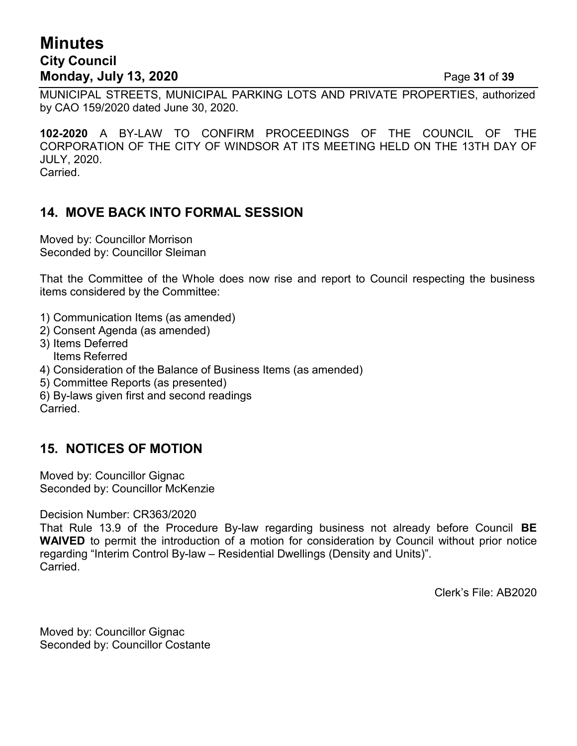MUNICIPAL STREETS, MUNICIPAL PARKING LOTS AND PRIVATE PROPERTIES, authorized by CAO 159/2020 dated June 30, 2020.

**102-2020** A BY-LAW TO CONFIRM PROCEEDINGS OF THE COUNCIL OF THE CORPORATION OF THE CITY OF WINDSOR AT ITS MEETING HELD ON THE 13TH DAY OF JULY, 2020.
Carried.

## 14. MOVE BACK INTO FORMAL SESSION

Moved by: Councillor Morrison
Seconded by: Councillor Sleiman

That the Committee of the Whole does now rise and report to Council respecting the business items considered by the Committee:

1) Communication Items (as amended)
2) Consent Agenda (as amended)
3) Items Deferred
   Items Referred
4) Consideration of the Balance of Business Items (as amended)
5) Committee Reports (as presented)
6) By-laws given first and second readings

Carried.

## 15. NOTICES OF MOTION

Moved by: Councillor Gignac
Seconded by: Councillor McKenzie

Decision Number: CR363/2020
That Rule 13.9 of the Procedure By-law regarding business not already before Council **BE WAIVED** to permit the introduction of a motion for consideration by Council without prior notice regarding "Interim Control By-law – Residential Dwellings (Density and Units)".
Carried.

Clerk's File: AB2020

Moved by: Councillor Gignac
Seconded by: Councillor Costante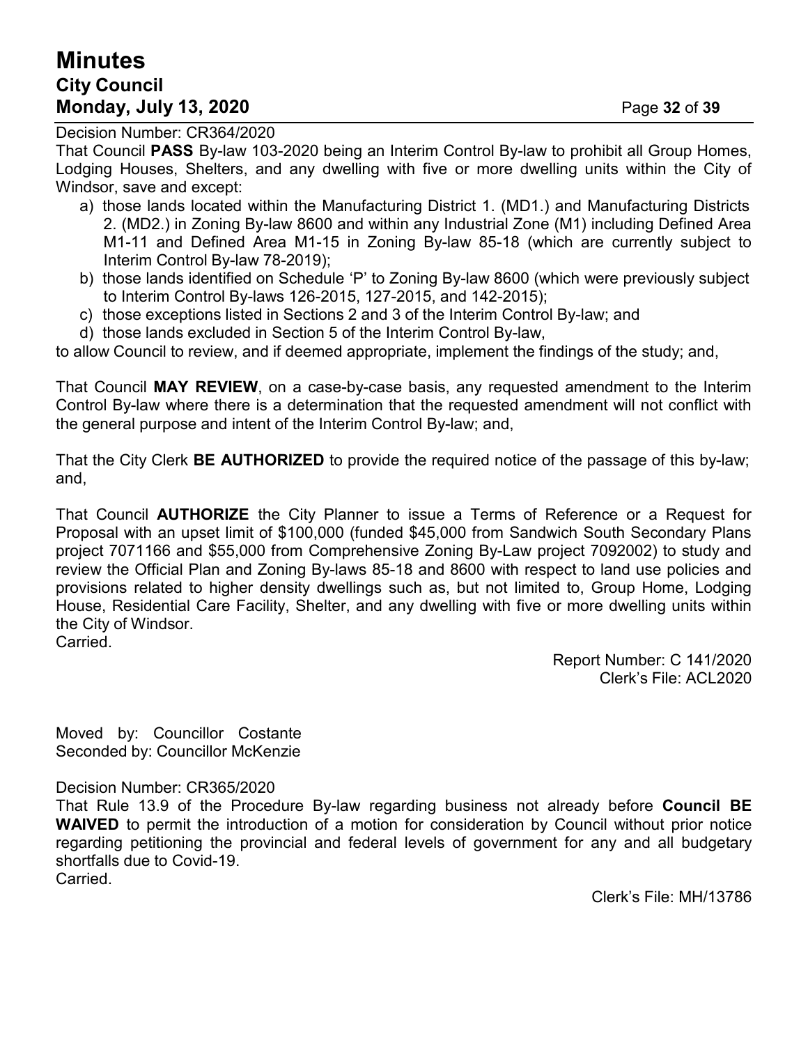Decision Number: CR364/2020

That Council **PASS** By-law 103-2020 being an Interim Control By-law to prohibit all Group Homes, Lodging Houses, Shelters, and any dwelling with five or more dwelling units within the City of Windsor, save and except:

a) those lands located within the Manufacturing District 1. (MD1.) and Manufacturing Districts 2. (MD2.) in Zoning By-law 8600 and within any Industrial Zone (M1) including Defined Area M1-11 and Defined Area M1-15 in Zoning By-law 85-18 (which are currently subject to Interim Control By-law 78-2019);
b) those lands identified on Schedule 'P' to Zoning By-law 8600 (which were previously subject to Interim Control By-laws 126-2015, 127-2015, and 142-2015);
c) those exceptions listed in Sections 2 and 3 of the Interim Control By-law; and
d) those lands excluded in Section 5 of the Interim Control By-law,

to allow Council to review, and if deemed appropriate, implement the findings of the study; and,

That Council **MAY REVIEW**, on a case-by-case basis, any requested amendment to the Interim Control By-law where there is a determination that the requested amendment will not conflict with the general purpose and intent of the Interim Control By-law; and,

That the City Clerk **BE AUTHORIZED** to provide the required notice of the passage of this by-law; and,

That Council **AUTHORIZE** the City Planner to issue a Terms of Reference or a Request for Proposal with an upset limit of $100,000 (funded $45,000 from Sandwich South Secondary Plans project 7071166 and $55,000 from Comprehensive Zoning By-Law project 7092002) to study and review the Official Plan and Zoning By-laws 85-18 and 8600 with respect to land use policies and provisions related to higher density dwellings such as, but not limited to, Group Home, Lodging House, Residential Care Facility, Shelter, and any dwelling with five or more dwelling units within the City of Windsor.

Carried.

Report Number: C 141/2020
Clerk's File: ACL2020

Moved by: Councillor Costante
Seconded by: Councillor McKenzie

Decision Number: CR365/2020

That Rule 13.9 of the Procedure By-law regarding business not already before **Council BE WAIVED** to permit the introduction of a motion for consideration by Council without prior notice regarding petitioning the provincial and federal levels of government for any and all budgetary shortfalls due to Covid-19.

Carried.

Clerk's File: MH/13786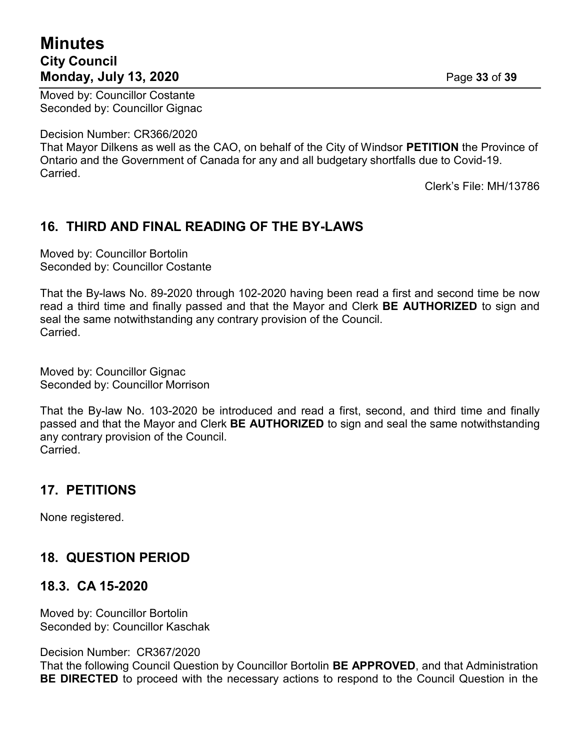Moved by: Councillor Costante
Seconded by: Councillor Gignac

Decision Number: CR366/2020
That Mayor Dilkens as well as the CAO, on behalf of the City of Windsor **PETITION** the Province of Ontario and the Government of Canada for any and all budgetary shortfalls due to Covid-19.
Carried.

Clerk's File: MH/13786

## 16. THIRD AND FINAL READING OF THE BY-LAWS

Moved by: Councillor Bortolin
Seconded by: Councillor Costante

That the By-laws No. 89-2020 through 102-2020 having been read a first and second time be now read a third time and finally passed and that the Mayor and Clerk **BE AUTHORIZED** to sign and seal the same notwithstanding any contrary provision of the Council.
Carried.

Moved by: Councillor Gignac
Seconded by: Councillor Morrison

That the By-law No. 103-2020 be introduced and read a first, second, and third time and finally passed and that the Mayor and Clerk **BE AUTHORIZED** to sign and seal the same notwithstanding any contrary provision of the Council.
Carried.

## 17. PETITIONS

None registered.

## 18. QUESTION PERIOD

## 18.3. CA 15-2020

Moved by: Councillor Bortolin
Seconded by: Councillor Kaschak

Decision Number: CR367/2020
That the following Council Question by Councillor Bortolin **BE APPROVED**, and that Administration **BE DIRECTED** to proceed with the necessary actions to respond to the Council Question in the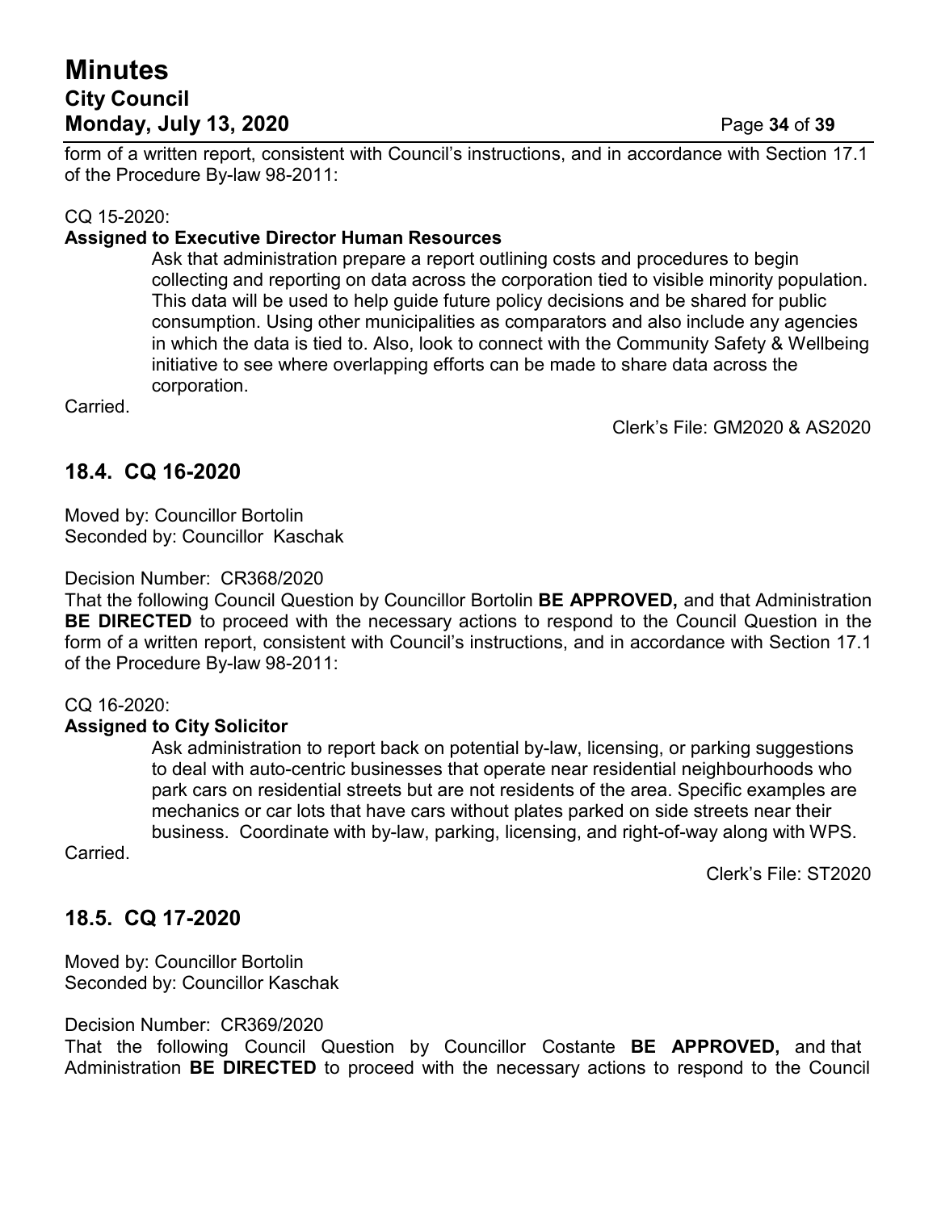form of a written report, consistent with Council's instructions, and in accordance with Section 17.1 of the Procedure By-law 98-2011:

CQ 15-2020:

**Assigned to Executive Director Human Resources**

> Ask that administration prepare a report outlining costs and procedures to begin collecting and reporting on data across the corporation tied to visible minority population. This data will be used to help guide future policy decisions and be shared for public consumption. Using other municipalities as comparators and also include any agencies in which the data is tied to. Also, look to connect with the Community Safety & Wellbeing initiative to see where overlapping efforts can be made to share data across the corporation.

Carried.

Clerk's File: GM2020 & AS2020

## 18.4. CQ 16-2020

Moved by: Councillor Bortolin
Seconded by: Councillor Kaschak

Decision Number: CR368/2020

That the following Council Question by Councillor Bortolin **BE APPROVED,** and that Administration **BE DIRECTED** to proceed with the necessary actions to respond to the Council Question in the form of a written report, consistent with Council's instructions, and in accordance with Section 17.1 of the Procedure By-law 98-2011:

CQ 16-2020:

**Assigned to City Solicitor**

> Ask administration to report back on potential by-law, licensing, or parking suggestions to deal with auto-centric businesses that operate near residential neighbourhoods who park cars on residential streets but are not residents of the area. Specific examples are mechanics or car lots that have cars without plates parked on side streets near their business. Coordinate with by-law, parking, licensing, and right-of-way along with WPS.

Carried.

Clerk's File: ST2020

## 18.5. CQ 17-2020

Moved by: Councillor Bortolin
Seconded by: Councillor Kaschak

Decision Number: CR369/2020

That the following Council Question by Councillor Costante **BE APPROVED,** and that Administration **BE DIRECTED** to proceed with the necessary actions to respond to the Council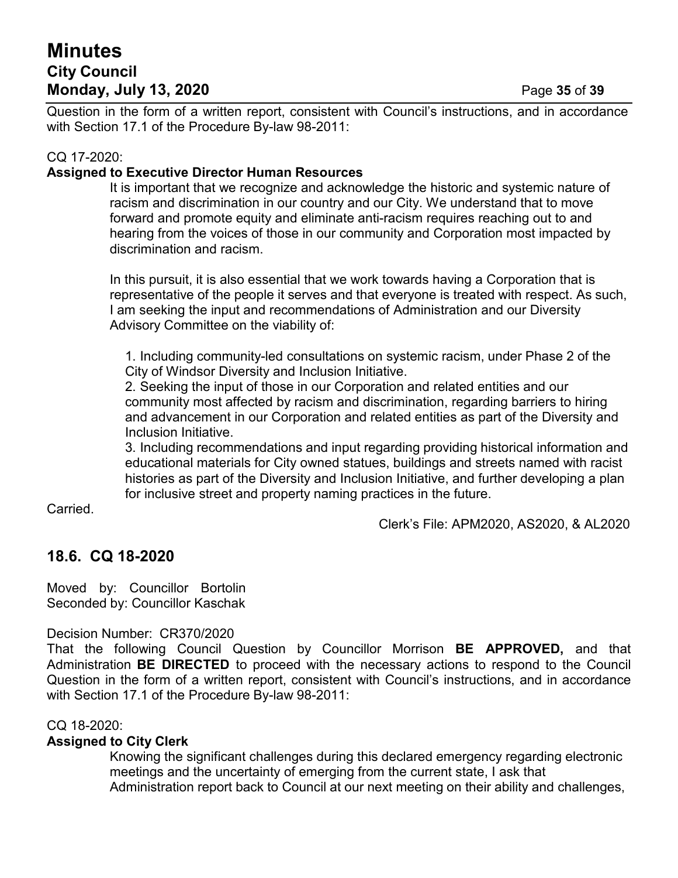Question in the form of a written report, consistent with Council's instructions, and in accordance with Section 17.1 of the Procedure By-law 98-2011:

CQ 17-2020:

**Assigned to Executive Director Human Resources**

> It is important that we recognize and acknowledge the historic and systemic nature of racism and discrimination in our country and our City. We understand that to move forward and promote equity and eliminate anti-racism requires reaching out to and hearing from the voices of those in our community and Corporation most impacted by discrimination and racism.
>
> In this pursuit, it is also essential that we work towards having a Corporation that is representative of the people it serves and that everyone is treated with respect. As such, I am seeking the input and recommendations of Administration and our Diversity Advisory Committee on the viability of:
>
> 1. Including community-led consultations on systemic racism, under Phase 2 of the City of Windsor Diversity and Inclusion Initiative.
> 2. Seeking the input of those in our Corporation and related entities and our community most affected by racism and discrimination, regarding barriers to hiring and advancement in our Corporation and related entities as part of the Diversity and Inclusion Initiative.
> 3. Including recommendations and input regarding providing historical information and educational materials for City owned statues, buildings and streets named with racist histories as part of the Diversity and Inclusion Initiative, and further developing a plan for inclusive street and property naming practices in the future.

Carried.

Clerk's File: APM2020, AS2020, & AL2020

## 18.6. CQ 18-2020

Moved by: Councillor Bortolin
Seconded by: Councillor Kaschak

Decision Number: CR370/2020

That the following Council Question by Councillor Morrison **BE APPROVED,** and that Administration **BE DIRECTED** to proceed with the necessary actions to respond to the Council Question in the form of a written report, consistent with Council's instructions, and in accordance with Section 17.1 of the Procedure By-law 98-2011:

CQ 18-2020:

**Assigned to City Clerk**

> Knowing the significant challenges during this declared emergency regarding electronic meetings and the uncertainty of emerging from the current state, I ask that Administration report back to Council at our next meeting on their ability and challenges,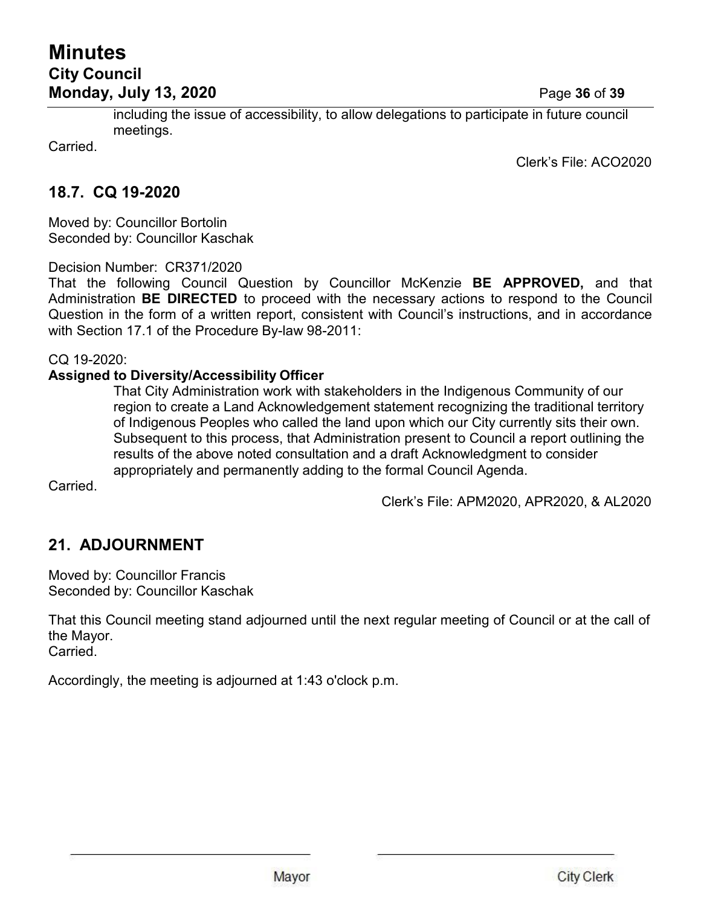including the issue of accessibility, to allow delegations to participate in future council meetings.

Carried.

Clerk's File: ACO2020

## 18.7. CQ 19-2020

Moved by: Councillor Bortolin
Seconded by: Councillor Kaschak

Decision Number: CR371/2020
That the following Council Question by Councillor McKenzie **BE APPROVED,** and that Administration **BE DIRECTED** to proceed with the necessary actions to respond to the Council Question in the form of a written report, consistent with Council's instructions, and in accordance with Section 17.1 of the Procedure By-law 98-2011:

CQ 19-2020:
**Assigned to Diversity/Accessibility Officer**

That City Administration work with stakeholders in the Indigenous Community of our region to create a Land Acknowledgement statement recognizing the traditional territory of Indigenous Peoples who called the land upon which our City currently sits their own. Subsequent to this process, that Administration present to Council a report outlining the results of the above noted consultation and a draft Acknowledgment to consider appropriately and permanently adding to the formal Council Agenda.

Carried.

Clerk's File: APM2020, APR2020, & AL2020

## 21. ADJOURNMENT

Moved by: Councillor Francis
Seconded by: Councillor Kaschak

That this Council meeting stand adjourned until the next regular meeting of Council or at the call of the Mayor.
Carried.

Accordingly, the meeting is adjourned at 1:43 o'clock p.m.

Mayor

City Clerk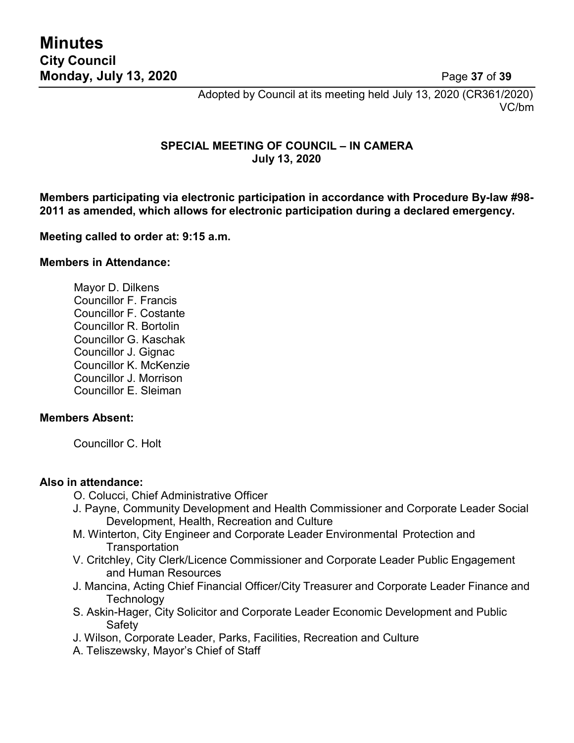Adopted by Council at its meeting held July 13, 2020 (CR361/2020)
VC/bm

**SPECIAL MEETING OF COUNCIL – IN CAMERA**
**July 13, 2020**

**Members participating via electronic participation in accordance with Procedure By-law #98-2011 as amended, which allows for electronic participation during a declared emergency.**

**Meeting called to order at: 9:15 a.m.**

**Members in Attendance:**

Mayor D. Dilkens
Councillor F. Francis
Councillor F. Costante
Councillor R. Bortolin
Councillor G. Kaschak
Councillor J. Gignac
Councillor K. McKenzie
Councillor J. Morrison
Councillor E. Sleiman

**Members Absent:**

Councillor C. Holt

**Also in attendance:**

O. Colucci, Chief Administrative Officer
J. Payne, Community Development and Health Commissioner and Corporate Leader Social Development, Health, Recreation and Culture
M. Winterton, City Engineer and Corporate Leader Environmental Protection and Transportation
V. Critchley, City Clerk/Licence Commissioner and Corporate Leader Public Engagement and Human Resources
J. Mancina, Acting Chief Financial Officer/City Treasurer and Corporate Leader Finance and Technology
S. Askin-Hager, City Solicitor and Corporate Leader Economic Development and Public Safety
J. Wilson, Corporate Leader, Parks, Facilities, Recreation and Culture
A. Teliszewsky, Mayor's Chief of Staff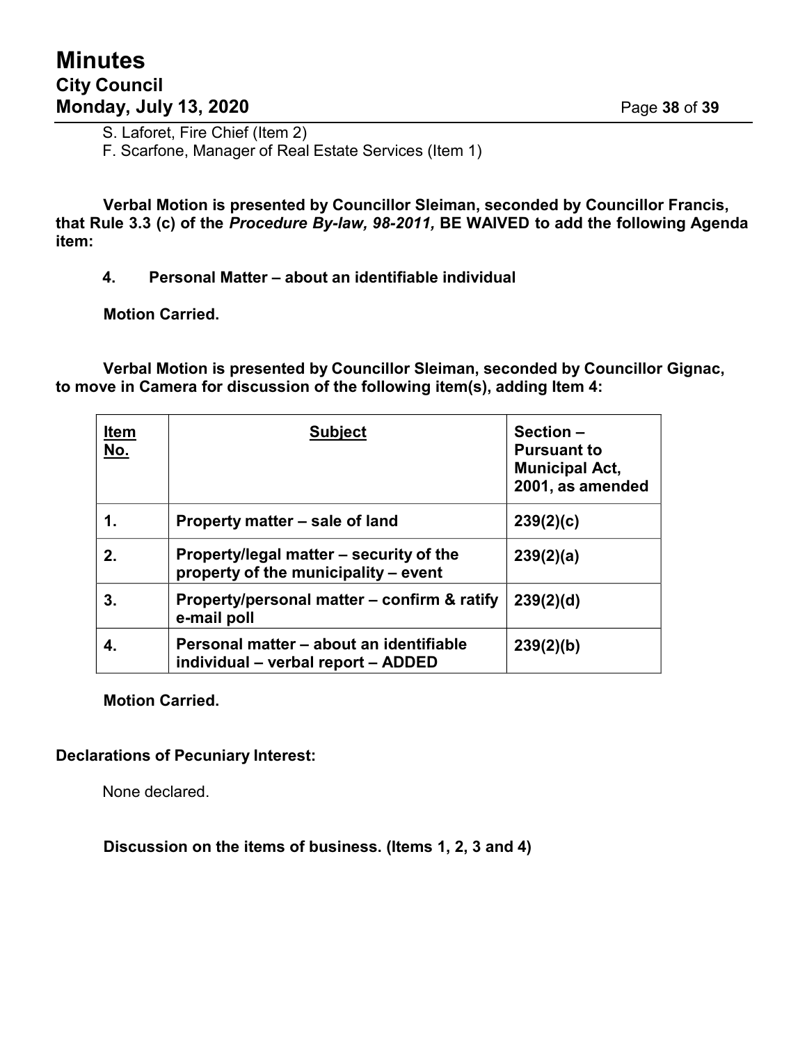S. Laforet, Fire Chief (Item 2)
F. Scarfone, Manager of Real Estate Services (Item 1)

**Verbal Motion is presented by Councillor Sleiman, seconded by Councillor Francis, that Rule 3.3 (c) of the *Procedure By-law, 98-2011,* BE WAIVED to add the following Agenda item:**

**4. Personal Matter – about an identifiable individual**

**Motion Carried.**

**Verbal Motion is presented by Councillor Sleiman, seconded by Councillor Gignac, to move in Camera for discussion of the following item(s), adding Item 4:**

| Item No. | Subject | Section – Pursuant to Municipal Act, 2001, as amended |
|---|---|---|
| 1. | Property matter – sale of land | 239(2)(c) |
| 2. | Property/legal matter – security of the property of the municipality – event | 239(2)(a) |
| 3. | Property/personal matter – confirm & ratify e-mail poll | 239(2)(d) |
| 4. | Personal matter – about an identifiable individual – verbal report – ADDED | 239(2)(b) |

**Motion Carried.**

**Declarations of Pecuniary Interest:**

None declared.

**Discussion on the items of business. (Items 1, 2, 3 and 4)**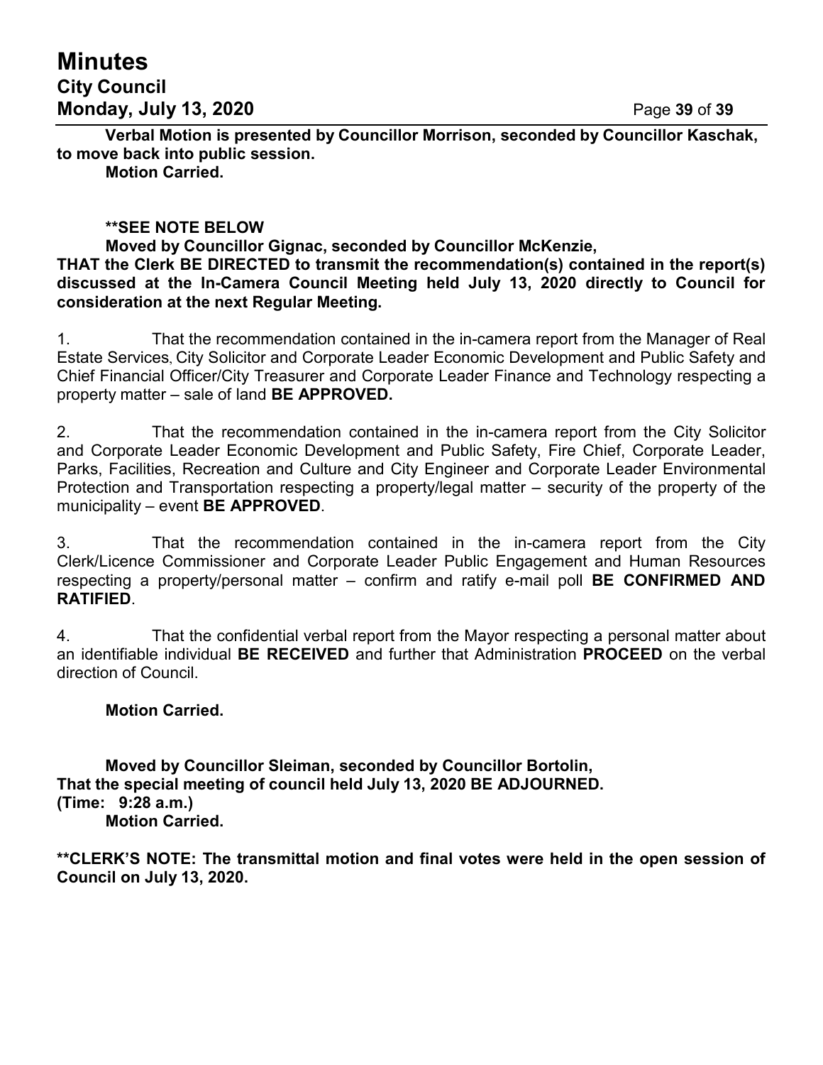**Verbal Motion is presented by Councillor Morrison, seconded by Councillor Kaschak, to move back into public session.**

**Motion Carried.**

**\*\*SEE NOTE BELOW**

**Moved by Councillor Gignac, seconded by Councillor McKenzie,**

**THAT the Clerk BE DIRECTED to transmit the recommendation(s) contained in the report(s) discussed at the In-Camera Council Meeting held July 13, 2020 directly to Council for consideration at the next Regular Meeting.**

1. That the recommendation contained in the in-camera report from the Manager of Real Estate Services, City Solicitor and Corporate Leader Economic Development and Public Safety and Chief Financial Officer/City Treasurer and Corporate Leader Finance and Technology respecting a property matter – sale of land **BE APPROVED.**

2. That the recommendation contained in the in-camera report from the City Solicitor and Corporate Leader Economic Development and Public Safety, Fire Chief, Corporate Leader, Parks, Facilities, Recreation and Culture and City Engineer and Corporate Leader Environmental Protection and Transportation respecting a property/legal matter – security of the property of the municipality – event **BE APPROVED**.

3. That the recommendation contained in the in-camera report from the City Clerk/Licence Commissioner and Corporate Leader Public Engagement and Human Resources respecting a property/personal matter – confirm and ratify e-mail poll **BE CONFIRMED AND RATIFIED**.

4. That the confidential verbal report from the Mayor respecting a personal matter about an identifiable individual **BE RECEIVED** and further that Administration **PROCEED** on the verbal direction of Council.

**Motion Carried.**

**Moved by Councillor Sleiman, seconded by Councillor Bortolin,**
**That the special meeting of council held July 13, 2020 BE ADJOURNED.**
**(Time: 9:28 a.m.)**

**Motion Carried.**

**\*\*CLERK'S NOTE: The transmittal motion and final votes were held in the open session of Council on July 13, 2020.**